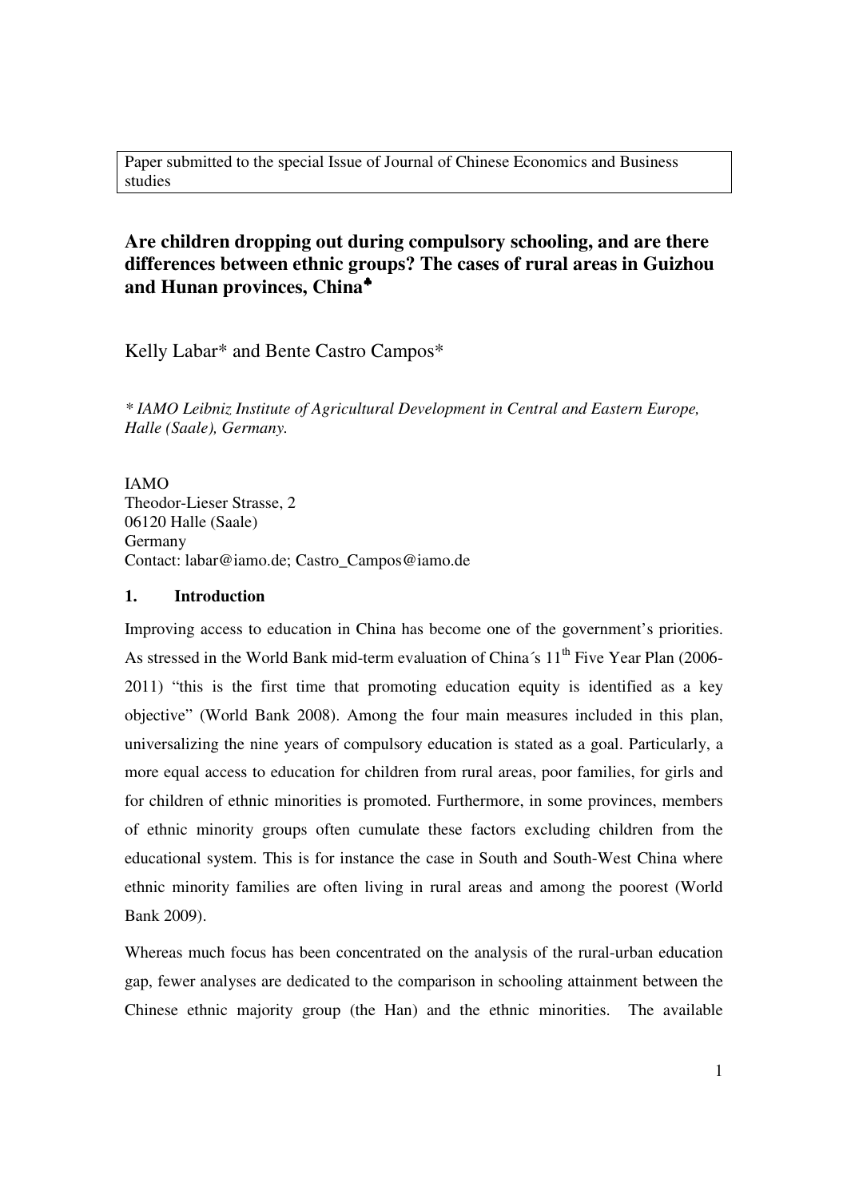Paper submitted to the special Issue of Journal of Chinese Economics and Business studies

# Are children dropping out during compulsory schooling, and are there differences between ethnic groups? The cases of rural areas in Guizhou and Hunan provinces, China♣

Kelly Labar* and Bente Castro Campos*

*\* IAMO Leibniz Institute of Agricultural Development in Central and Eastern Europe, Halle (Saale), Germany.*

IAMO
Theodor-Lieser Strasse, 2
06120 Halle (Saale)
Germany
Contact: labar@iamo.de; Castro_Campos@iamo.de

## 1. Introduction

Improving access to education in China has become one of the government's priorities. As stressed in the World Bank mid-term evaluation of China´s 11th Five Year Plan (2006-2011) "this is the first time that promoting education equity is identified as a key objective" (World Bank 2008). Among the four main measures included in this plan, universalizing the nine years of compulsory education is stated as a goal. Particularly, a more equal access to education for children from rural areas, poor families, for girls and for children of ethnic minorities is promoted. Furthermore, in some provinces, members of ethnic minority groups often cumulate these factors excluding children from the educational system. This is for instance the case in South and South-West China where ethnic minority families are often living in rural areas and among the poorest (World Bank 2009).

Whereas much focus has been concentrated on the analysis of the rural-urban education gap, fewer analyses are dedicated to the comparison in schooling attainment between the Chinese ethnic majority group (the Han) and the ethnic minorities. The available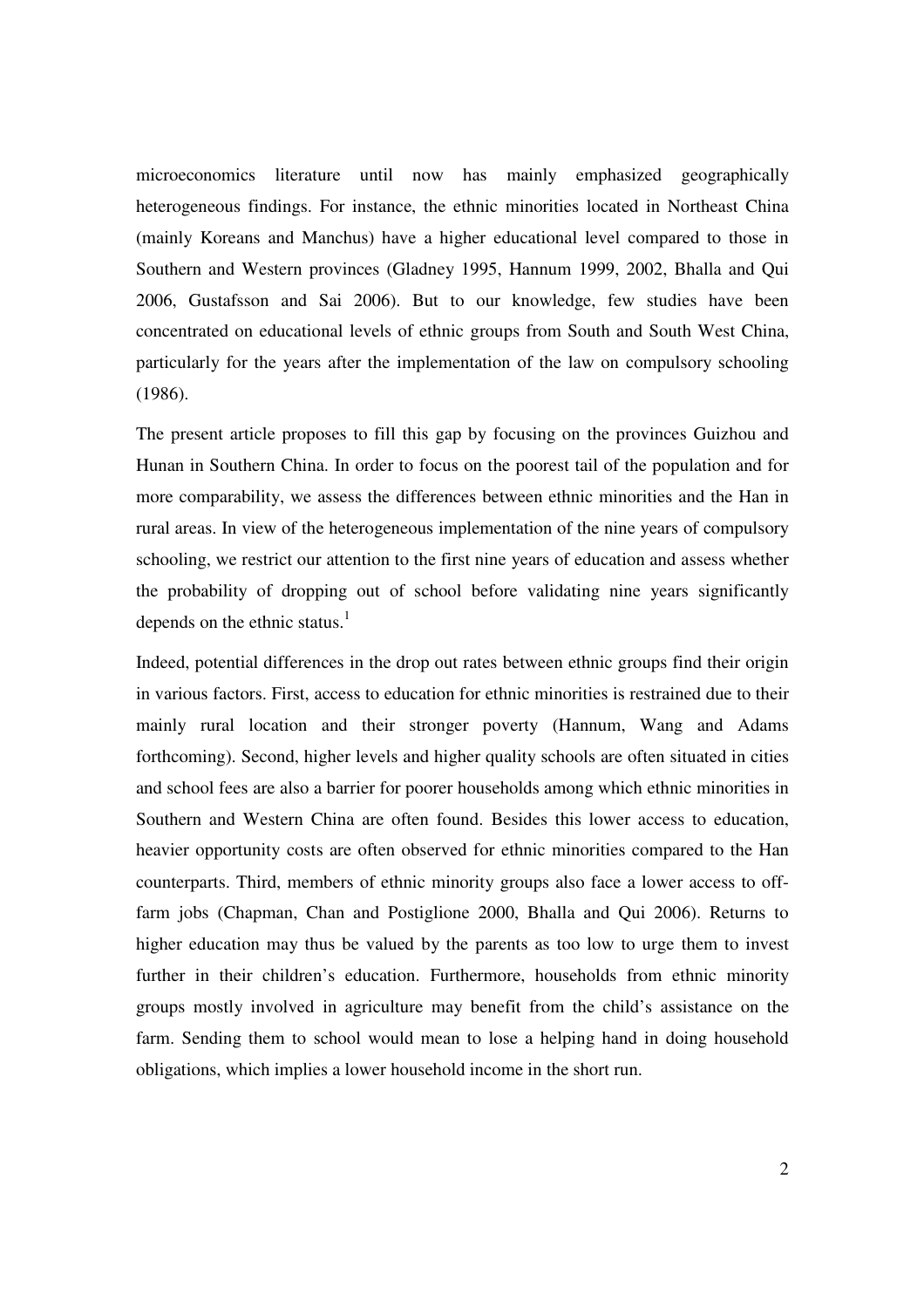microeconomics literature until now has mainly emphasized geographically heterogeneous findings. For instance, the ethnic minorities located in Northeast China (mainly Koreans and Manchus) have a higher educational level compared to those in Southern and Western provinces (Gladney 1995, Hannum 1999, 2002, Bhalla and Qui 2006, Gustafsson and Sai 2006). But to our knowledge, few studies have been concentrated on educational levels of ethnic groups from South and South West China, particularly for the years after the implementation of the law on compulsory schooling (1986).

The present article proposes to fill this gap by focusing on the provinces Guizhou and Hunan in Southern China. In order to focus on the poorest tail of the population and for more comparability, we assess the differences between ethnic minorities and the Han in rural areas. In view of the heterogeneous implementation of the nine years of compulsory schooling, we restrict our attention to the first nine years of education and assess whether the probability of dropping out of school before validating nine years significantly depends on the ethnic status.[1]

Indeed, potential differences in the drop out rates between ethnic groups find their origin in various factors. First, access to education for ethnic minorities is restrained due to their mainly rural location and their stronger poverty (Hannum, Wang and Adams forthcoming). Second, higher levels and higher quality schools are often situated in cities and school fees are also a barrier for poorer households among which ethnic minorities in Southern and Western China are often found. Besides this lower access to education, heavier opportunity costs are often observed for ethnic minorities compared to the Han counterparts. Third, members of ethnic minority groups also face a lower access to off-farm jobs (Chapman, Chan and Postiglione 2000, Bhalla and Qui 2006). Returns to higher education may thus be valued by the parents as too low to urge them to invest further in their children's education. Furthermore, households from ethnic minority groups mostly involved in agriculture may benefit from the child's assistance on the farm. Sending them to school would mean to lose a helping hand in doing household obligations, which implies a lower household income in the short run.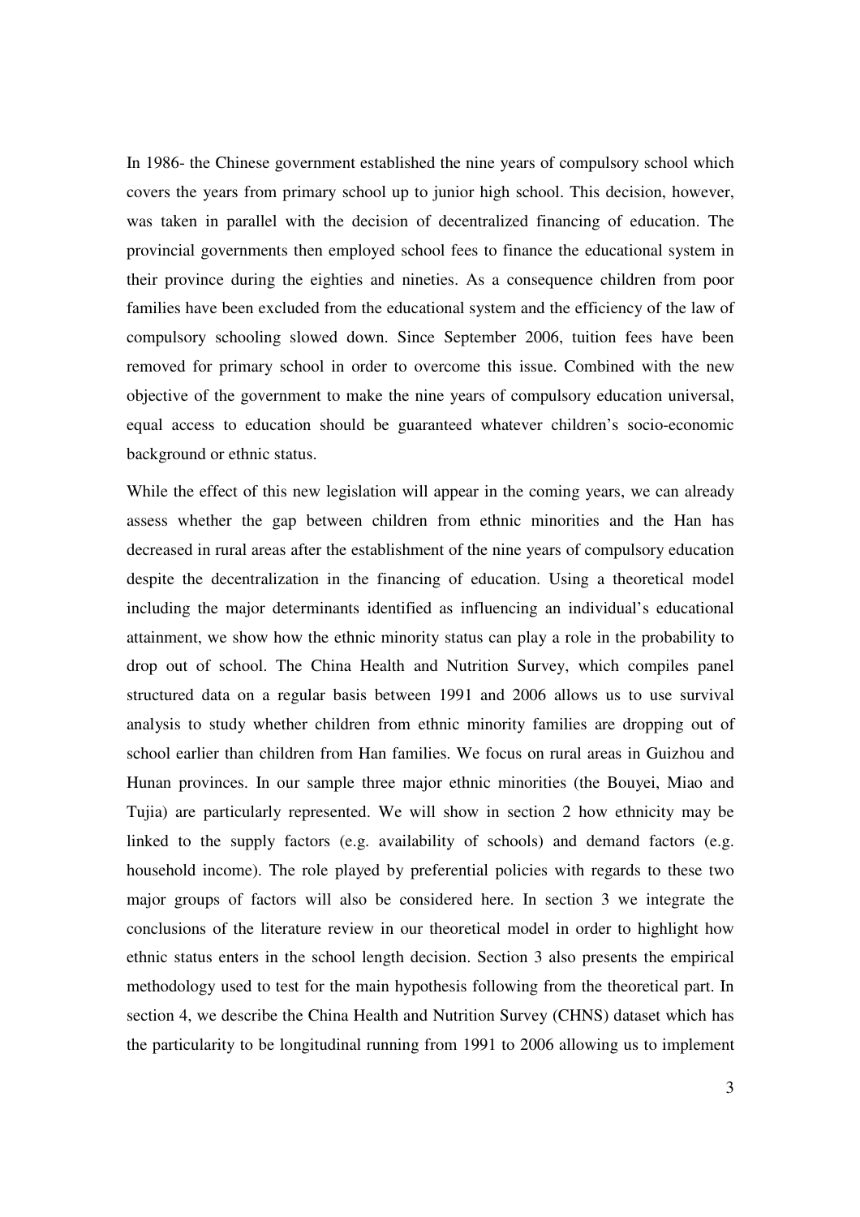In 1986- the Chinese government established the nine years of compulsory school which covers the years from primary school up to junior high school. This decision, however, was taken in parallel with the decision of decentralized financing of education. The provincial governments then employed school fees to finance the educational system in their province during the eighties and nineties. As a consequence children from poor families have been excluded from the educational system and the efficiency of the law of compulsory schooling slowed down. Since September 2006, tuition fees have been removed for primary school in order to overcome this issue. Combined with the new objective of the government to make the nine years of compulsory education universal, equal access to education should be guaranteed whatever children's socio-economic background or ethnic status.

While the effect of this new legislation will appear in the coming years, we can already assess whether the gap between children from ethnic minorities and the Han has decreased in rural areas after the establishment of the nine years of compulsory education despite the decentralization in the financing of education. Using a theoretical model including the major determinants identified as influencing an individual's educational attainment, we show how the ethnic minority status can play a role in the probability to drop out of school. The China Health and Nutrition Survey, which compiles panel structured data on a regular basis between 1991 and 2006 allows us to use survival analysis to study whether children from ethnic minority families are dropping out of school earlier than children from Han families. We focus on rural areas in Guizhou and Hunan provinces. In our sample three major ethnic minorities (the Bouyei, Miao and Tujia) are particularly represented. We will show in section 2 how ethnicity may be linked to the supply factors (e.g. availability of schools) and demand factors (e.g. household income). The role played by preferential policies with regards to these two major groups of factors will also be considered here. In section 3 we integrate the conclusions of the literature review in our theoretical model in order to highlight how ethnic status enters in the school length decision. Section 3 also presents the empirical methodology used to test for the main hypothesis following from the theoretical part. In section 4, we describe the China Health and Nutrition Survey (CHNS) dataset which has the particularity to be longitudinal running from 1991 to 2006 allowing us to implement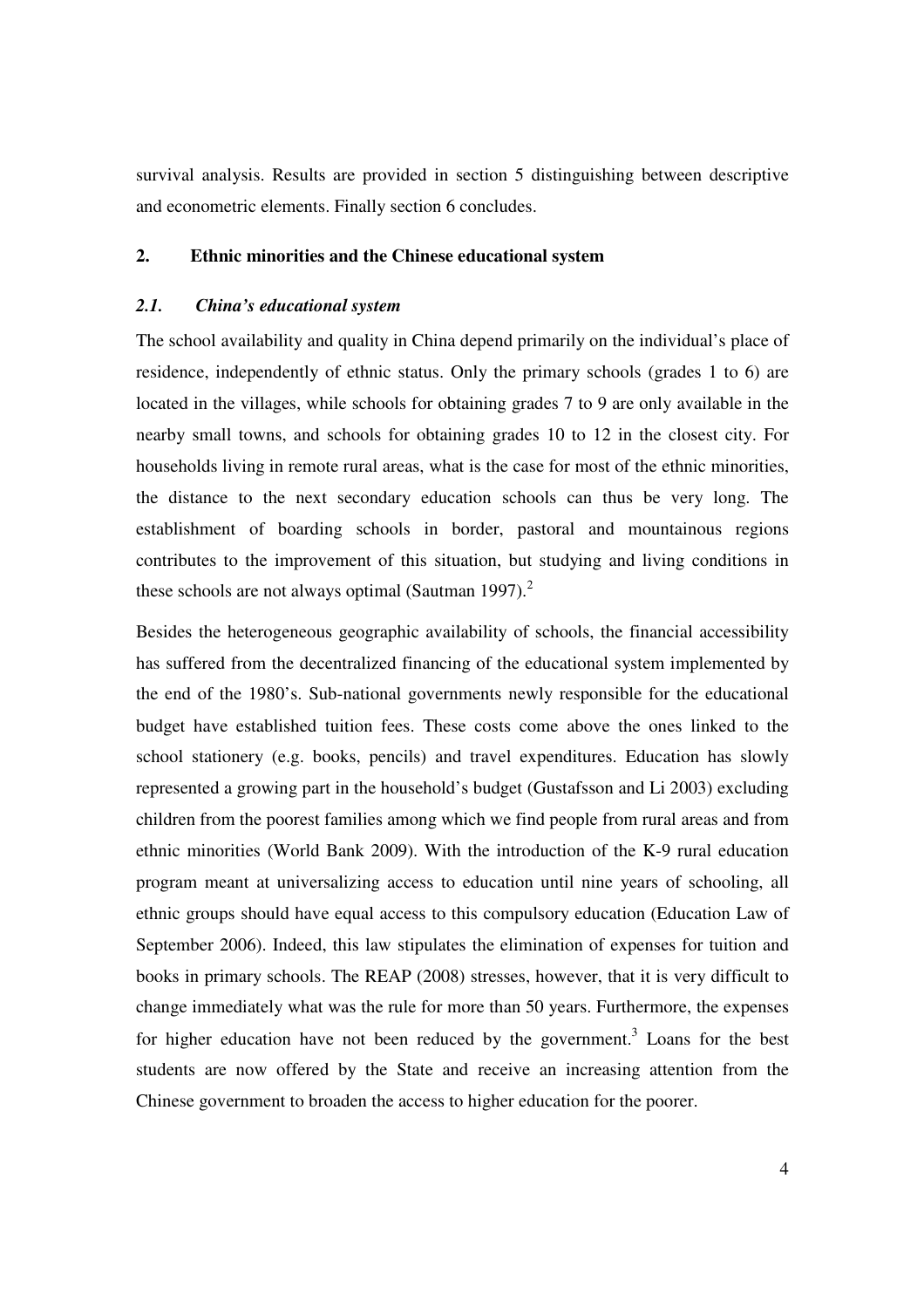survival analysis. Results are provided in section 5 distinguishing between descriptive and econometric elements. Finally section 6 concludes.

## 2. Ethnic minorities and the Chinese educational system

### *2.1. China's educational system*

The school availability and quality in China depend primarily on the individual's place of residence, independently of ethnic status. Only the primary schools (grades 1 to 6) are located in the villages, while schools for obtaining grades 7 to 9 are only available in the nearby small towns, and schools for obtaining grades 10 to 12 in the closest city. For households living in remote rural areas, what is the case for most of the ethnic minorities, the distance to the next secondary education schools can thus be very long. The establishment of boarding schools in border, pastoral and mountainous regions contributes to the improvement of this situation, but studying and living conditions in these schools are not always optimal (Sautman 1997).[2]

Besides the heterogeneous geographic availability of schools, the financial accessibility has suffered from the decentralized financing of the educational system implemented by the end of the 1980's. Sub-national governments newly responsible for the educational budget have established tuition fees. These costs come above the ones linked to the school stationery (e.g. books, pencils) and travel expenditures. Education has slowly represented a growing part in the household's budget (Gustafsson and Li 2003) excluding children from the poorest families among which we find people from rural areas and from ethnic minorities (World Bank 2009). With the introduction of the K-9 rural education program meant at universalizing access to education until nine years of schooling, all ethnic groups should have equal access to this compulsory education (Education Law of September 2006). Indeed, this law stipulates the elimination of expenses for tuition and books in primary schools. The REAP (2008) stresses, however, that it is very difficult to change immediately what was the rule for more than 50 years. Furthermore, the expenses for higher education have not been reduced by the government.[3] Loans for the best students are now offered by the State and receive an increasing attention from the Chinese government to broaden the access to higher education for the poorer.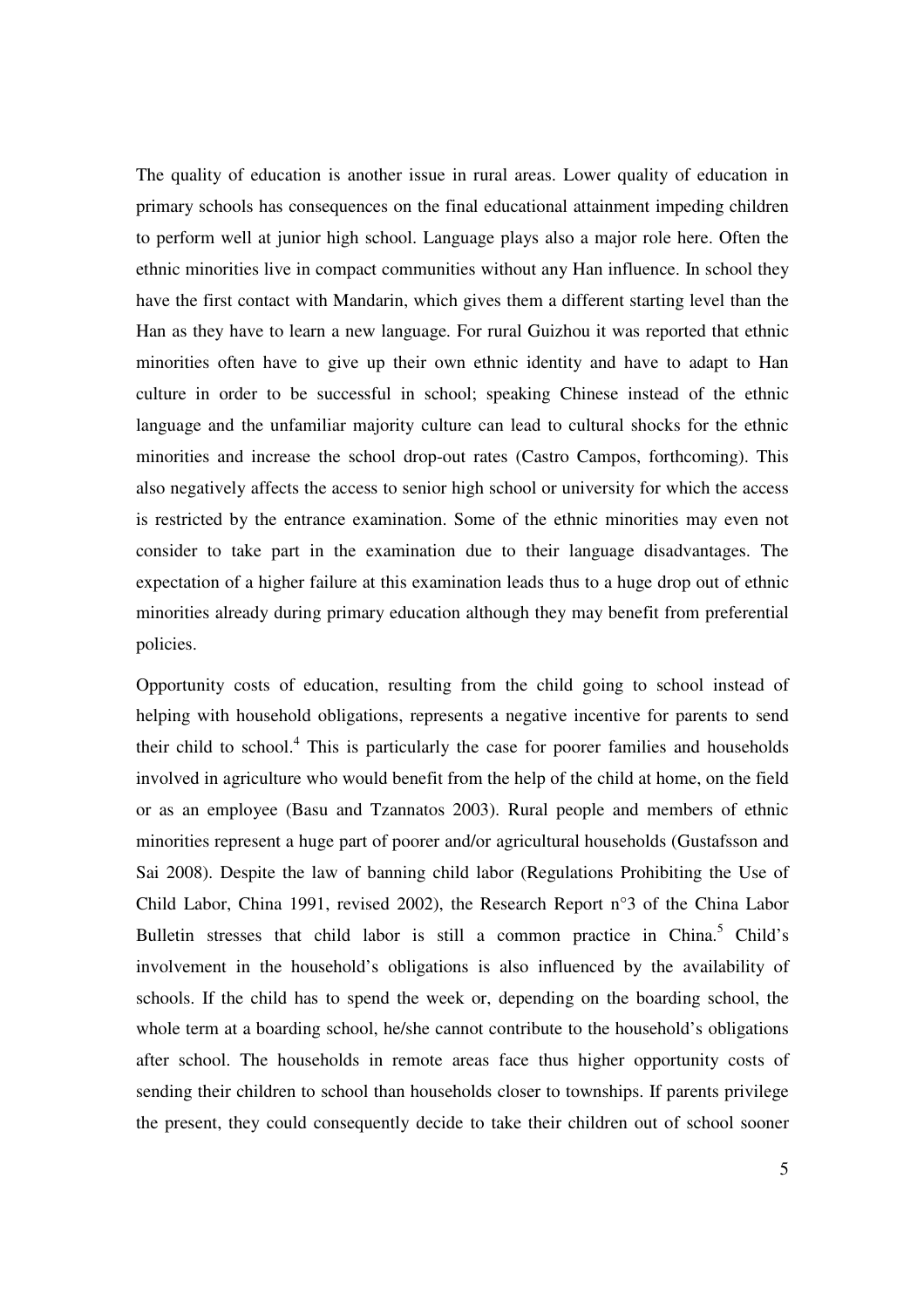The quality of education is another issue in rural areas. Lower quality of education in primary schools has consequences on the final educational attainment impeding children to perform well at junior high school. Language plays also a major role here. Often the ethnic minorities live in compact communities without any Han influence. In school they have the first contact with Mandarin, which gives them a different starting level than the Han as they have to learn a new language. For rural Guizhou it was reported that ethnic minorities often have to give up their own ethnic identity and have to adapt to Han culture in order to be successful in school; speaking Chinese instead of the ethnic language and the unfamiliar majority culture can lead to cultural shocks for the ethnic minorities and increase the school drop-out rates (Castro Campos, forthcoming). This also negatively affects the access to senior high school or university for which the access is restricted by the entrance examination. Some of the ethnic minorities may even not consider to take part in the examination due to their language disadvantages. The expectation of a higher failure at this examination leads thus to a huge drop out of ethnic minorities already during primary education although they may benefit from preferential policies.

Opportunity costs of education, resulting from the child going to school instead of helping with household obligations, represents a negative incentive for parents to send their child to school.[4] This is particularly the case for poorer families and households involved in agriculture who would benefit from the help of the child at home, on the field or as an employee (Basu and Tzannatos 2003). Rural people and members of ethnic minorities represent a huge part of poorer and/or agricultural households (Gustafsson and Sai 2008). Despite the law of banning child labor (Regulations Prohibiting the Use of Child Labor, China 1991, revised 2002), the Research Report n°3 of the China Labor Bulletin stresses that child labor is still a common practice in China.[5] Child's involvement in the household's obligations is also influenced by the availability of schools. If the child has to spend the week or, depending on the boarding school, the whole term at a boarding school, he/she cannot contribute to the household's obligations after school. The households in remote areas face thus higher opportunity costs of sending their children to school than households closer to townships. If parents privilege the present, they could consequently decide to take their children out of school sooner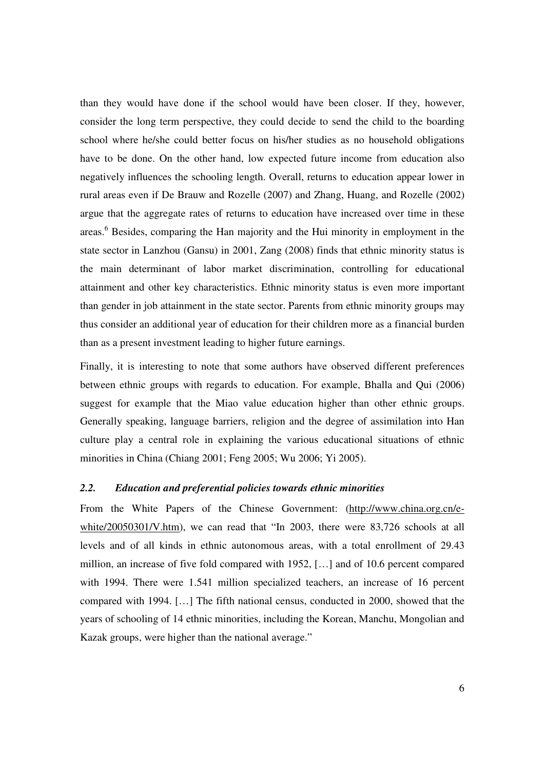than they would have done if the school would have been closer. If they, however, consider the long term perspective, they could decide to send the child to the boarding school where he/she could better focus on his/her studies as no household obligations have to be done. On the other hand, low expected future income from education also negatively influences the schooling length. Overall, returns to education appear lower in rural areas even if De Brauw and Rozelle (2007) and Zhang, Huang, and Rozelle (2002) argue that the aggregate rates of returns to education have increased over time in these areas.[6] Besides, comparing the Han majority and the Hui minority in employment in the state sector in Lanzhou (Gansu) in 2001, Zang (2008) finds that ethnic minority status is the main determinant of labor market discrimination, controlling for educational attainment and other key characteristics. Ethnic minority status is even more important than gender in job attainment in the state sector. Parents from ethnic minority groups may thus consider an additional year of education for their children more as a financial burden than as a present investment leading to higher future earnings.

Finally, it is interesting to note that some authors have observed different preferences between ethnic groups with regards to education. For example, Bhalla and Qui (2006) suggest for example that the Miao value education higher than other ethnic groups. Generally speaking, language barriers, religion and the degree of assimilation into Han culture play a central role in explaining the various educational situations of ethnic minorities in China (Chiang 2001; Feng 2005; Wu 2006; Yi 2005).

### *2.2. Education and preferential policies towards ethnic minorities*

From the White Papers of the Chinese Government: (http://www.china.org.cn/e-white/20050301/V.htm), we can read that "In 2003, there were 83,726 schools at all levels and of all kinds in ethnic autonomous areas, with a total enrollment of 29.43 million, an increase of five fold compared with 1952, […] and of 10.6 percent compared with 1994. There were 1.541 million specialized teachers, an increase of 16 percent compared with 1994. […] The fifth national census, conducted in 2000, showed that the years of schooling of 14 ethnic minorities, including the Korean, Manchu, Mongolian and Kazak groups, were higher than the national average."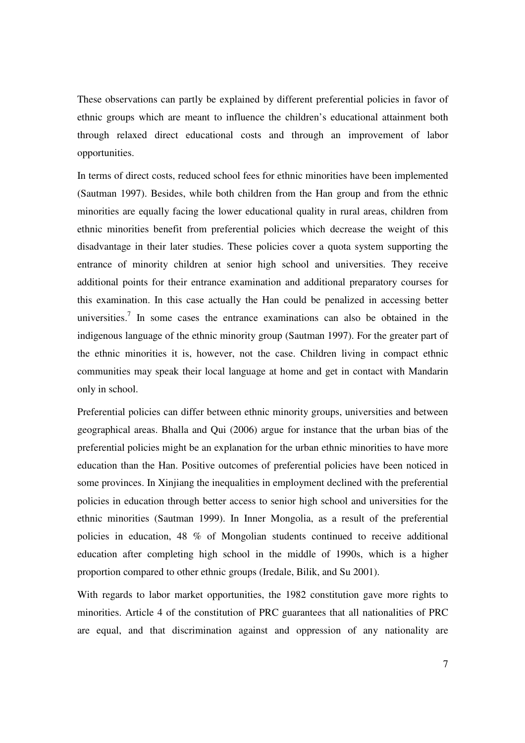These observations can partly be explained by different preferential policies in favor of ethnic groups which are meant to influence the children's educational attainment both through relaxed direct educational costs and through an improvement of labor opportunities.

In terms of direct costs, reduced school fees for ethnic minorities have been implemented (Sautman 1997). Besides, while both children from the Han group and from the ethnic minorities are equally facing the lower educational quality in rural areas, children from ethnic minorities benefit from preferential policies which decrease the weight of this disadvantage in their later studies. These policies cover a quota system supporting the entrance of minority children at senior high school and universities. They receive additional points for their entrance examination and additional preparatory courses for this examination. In this case actually the Han could be penalized in accessing better universities.[7] In some cases the entrance examinations can also be obtained in the indigenous language of the ethnic minority group (Sautman 1997). For the greater part of the ethnic minorities it is, however, not the case. Children living in compact ethnic communities may speak their local language at home and get in contact with Mandarin only in school.

Preferential policies can differ between ethnic minority groups, universities and between geographical areas. Bhalla and Qui (2006) argue for instance that the urban bias of the preferential policies might be an explanation for the urban ethnic minorities to have more education than the Han. Positive outcomes of preferential policies have been noticed in some provinces. In Xinjiang the inequalities in employment declined with the preferential policies in education through better access to senior high school and universities for the ethnic minorities (Sautman 1999). In Inner Mongolia, as a result of the preferential policies in education, 48 % of Mongolian students continued to receive additional education after completing high school in the middle of 1990s, which is a higher proportion compared to other ethnic groups (Iredale, Bilik, and Su 2001).

With regards to labor market opportunities, the 1982 constitution gave more rights to minorities. Article 4 of the constitution of PRC guarantees that all nationalities of PRC are equal, and that discrimination against and oppression of any nationality are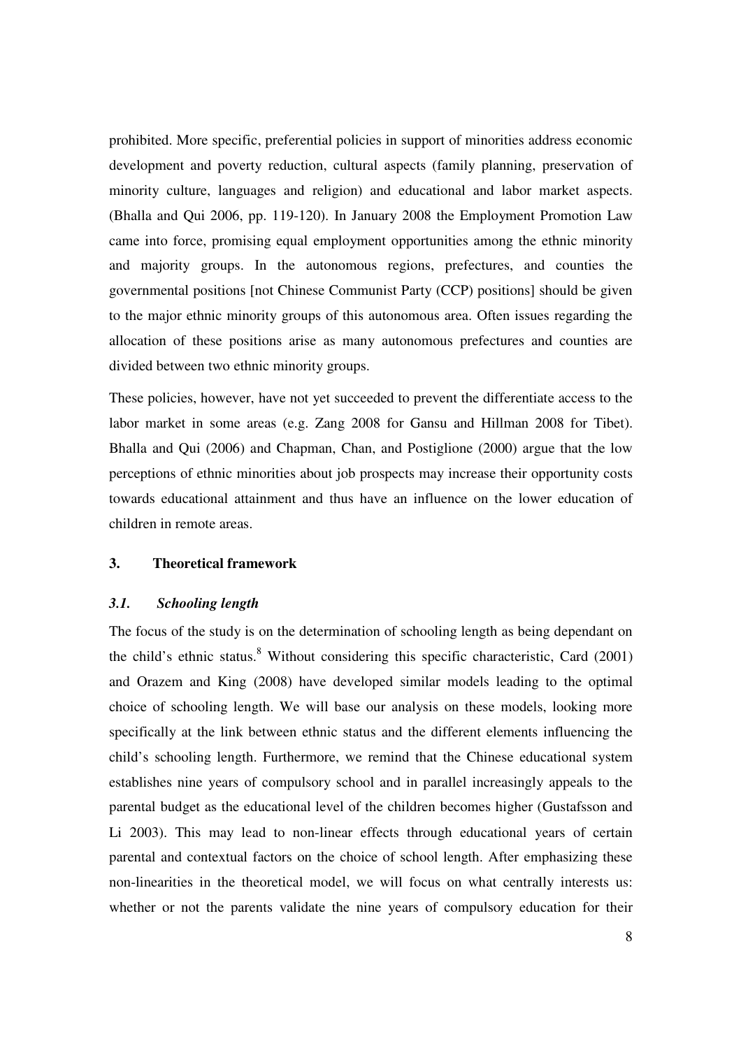prohibited. More specific, preferential policies in support of minorities address economic development and poverty reduction, cultural aspects (family planning, preservation of minority culture, languages and religion) and educational and labor market aspects. (Bhalla and Qui 2006, pp. 119-120). In January 2008 the Employment Promotion Law came into force, promising equal employment opportunities among the ethnic minority and majority groups. In the autonomous regions, prefectures, and counties the governmental positions [not Chinese Communist Party (CCP) positions] should be given to the major ethnic minority groups of this autonomous area. Often issues regarding the allocation of these positions arise as many autonomous prefectures and counties are divided between two ethnic minority groups.

These policies, however, have not yet succeeded to prevent the differentiate access to the labor market in some areas (e.g. Zang 2008 for Gansu and Hillman 2008 for Tibet). Bhalla and Qui (2006) and Chapman, Chan, and Postiglione (2000) argue that the low perceptions of ethnic minorities about job prospects may increase their opportunity costs towards educational attainment and thus have an influence on the lower education of children in remote areas.

## 3. Theoretical framework

### *3.1. Schooling length*

The focus of the study is on the determination of schooling length as being dependant on the child's ethnic status.[8] Without considering this specific characteristic, Card (2001) and Orazem and King (2008) have developed similar models leading to the optimal choice of schooling length. We will base our analysis on these models, looking more specifically at the link between ethnic status and the different elements influencing the child's schooling length. Furthermore, we remind that the Chinese educational system establishes nine years of compulsory school and in parallel increasingly appeals to the parental budget as the educational level of the children becomes higher (Gustafsson and Li 2003). This may lead to non-linear effects through educational years of certain parental and contextual factors on the choice of school length. After emphasizing these non-linearities in the theoretical model, we will focus on what centrally interests us: whether or not the parents validate the nine years of compulsory education for their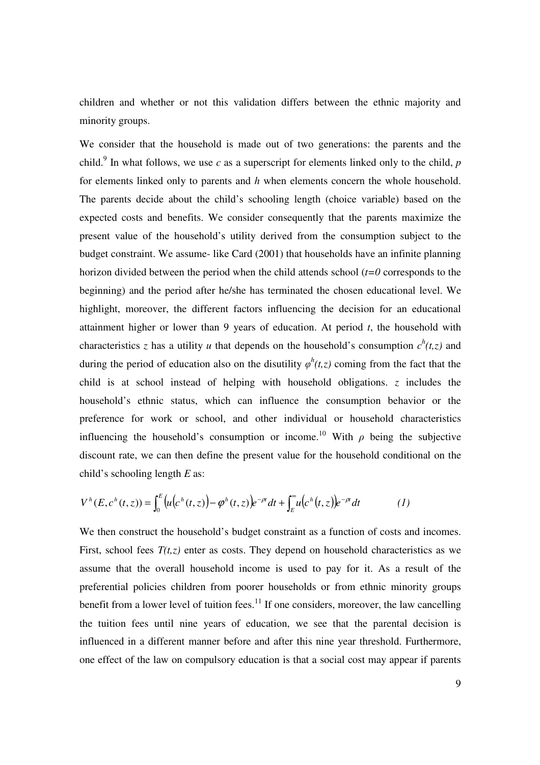children and whether or not this validation differs between the ethnic majority and minority groups.

We consider that the household is made out of two generations: the parents and the child.[9] In what follows, we use *c* as a superscript for elements linked only to the child, *p* for elements linked only to parents and *h* when elements concern the whole household. The parents decide about the child's schooling length (choice variable) based on the expected costs and benefits. We consider consequently that the parents maximize the present value of the household's utility derived from the consumption subject to the budget constraint. We assume- like Card (2001) that households have an infinite planning horizon divided between the period when the child attends school ($t=0$ corresponds to the beginning) and the period after he/she has terminated the chosen educational level. We highlight, moreover, the different factors influencing the decision for an educational attainment higher or lower than 9 years of education. At period $t$, the household with characteristics $z$ has a utility $u$ that depends on the household's consumption $c^h(t,z)$ and during the period of education also on the disutility $\varphi^h(t,z)$ coming from the fact that the child is at school instead of helping with household obligations. $z$ includes the household's ethnic status, which can influence the consumption behavior or the preference for work or school, and other individual or household characteristics influencing the household's consumption or income.[10] With $\rho$ being the subjective discount rate, we can then define the present value for the household conditional on the child's schooling length $E$ as:

$$V^h(E, c^h(t,z)) = \int_0^E \left(u\left(c^h(t,z)\right) - \varphi^h(t,z)\right)e^{-\rho t}dt + \int_E^\infty u\left(c^h(t,z)\right)e^{-\rho t}dt \qquad (1)$$

We then construct the household's budget constraint as a function of costs and incomes. First, school fees $T(t,z)$ enter as costs. They depend on household characteristics as we assume that the overall household income is used to pay for it. As a result of the preferential policies children from poorer households or from ethnic minority groups benefit from a lower level of tuition fees.[11] If one considers, moreover, the law cancelling the tuition fees until nine years of education, we see that the parental decision is influenced in a different manner before and after this nine year threshold. Furthermore, one effect of the law on compulsory education is that a social cost may appear if parents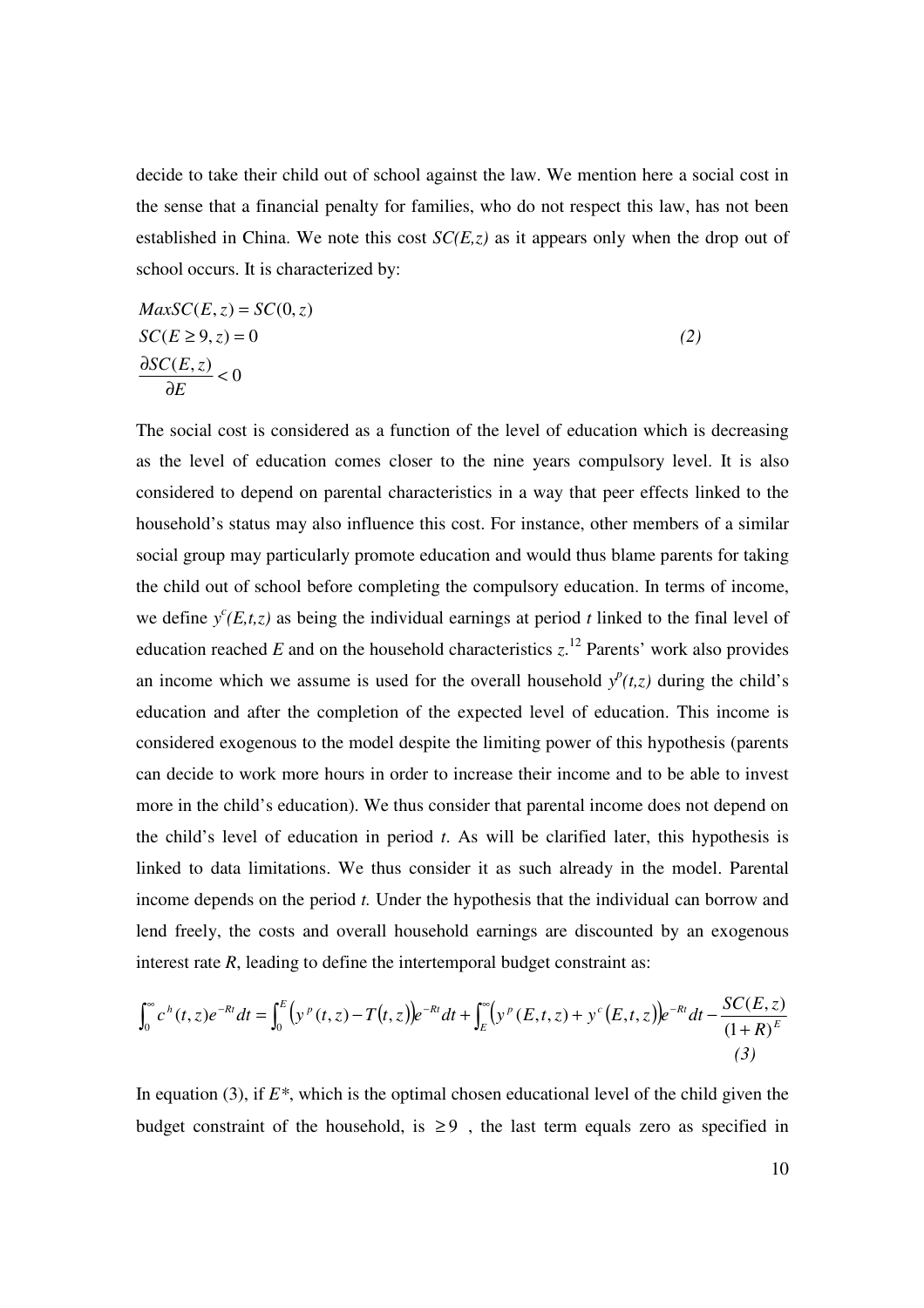decide to take their child out of school against the law. We mention here a social cost in the sense that a financial penalty for families, who do not respect this law, has not been established in China. We note this cost $SC(E,z)$ as it appears only when the drop out of school occurs. It is characterized by:

$$
\begin{aligned}
&Max SC(E,z) = SC(0,z) \\
&SC(E \geq 9, z) = 0 \\
&\frac{\partial SC(E,z)}{\partial E} < 0
\end{aligned}
\tag{2}
$$

The social cost is considered as a function of the level of education which is decreasing as the level of education comes closer to the nine years compulsory level. It is also considered to depend on parental characteristics in a way that peer effects linked to the household's status may also influence this cost. For instance, other members of a similar social group may particularly promote education and would thus blame parents for taking the child out of school before completing the compulsory education. In terms of income, we define $y^c(E,t,z)$ as being the individual earnings at period $t$ linked to the final level of education reached $E$ and on the household characteristics $z$.[12] Parents' work also provides an income which we assume is used for the overall household $y^p(t,z)$ during the child's education and after the completion of the expected level of education. This income is considered exogenous to the model despite the limiting power of this hypothesis (parents can decide to work more hours in order to increase their income and to be able to invest more in the child's education). We thus consider that parental income does not depend on the child's level of education in period $t$. As will be clarified later, this hypothesis is linked to data limitations. We thus consider it as such already in the model. Parental income depends on the period $t$. Under the hypothesis that the individual can borrow and lend freely, the costs and overall household earnings are discounted by an exogenous interest rate $R$, leading to define the intertemporal budget constraint as:

$$
\int_0^\infty c^h(t,z)e^{-Rt}dt = \int_0^E \left(y^p(t,z) - T(t,z)\right)e^{-Rt}dt + \int_E^\infty \left(y^p(E,t,z) + y^c(E,t,z)\right)e^{-Rt}dt - \frac{SC(E,z)}{(1+R)^E}
\tag{3}
$$

In equation (3), if $E^*$, which is the optimal chosen educational level of the child given the budget constraint of the household, is $\geq 9$ , the last term equals zero as specified in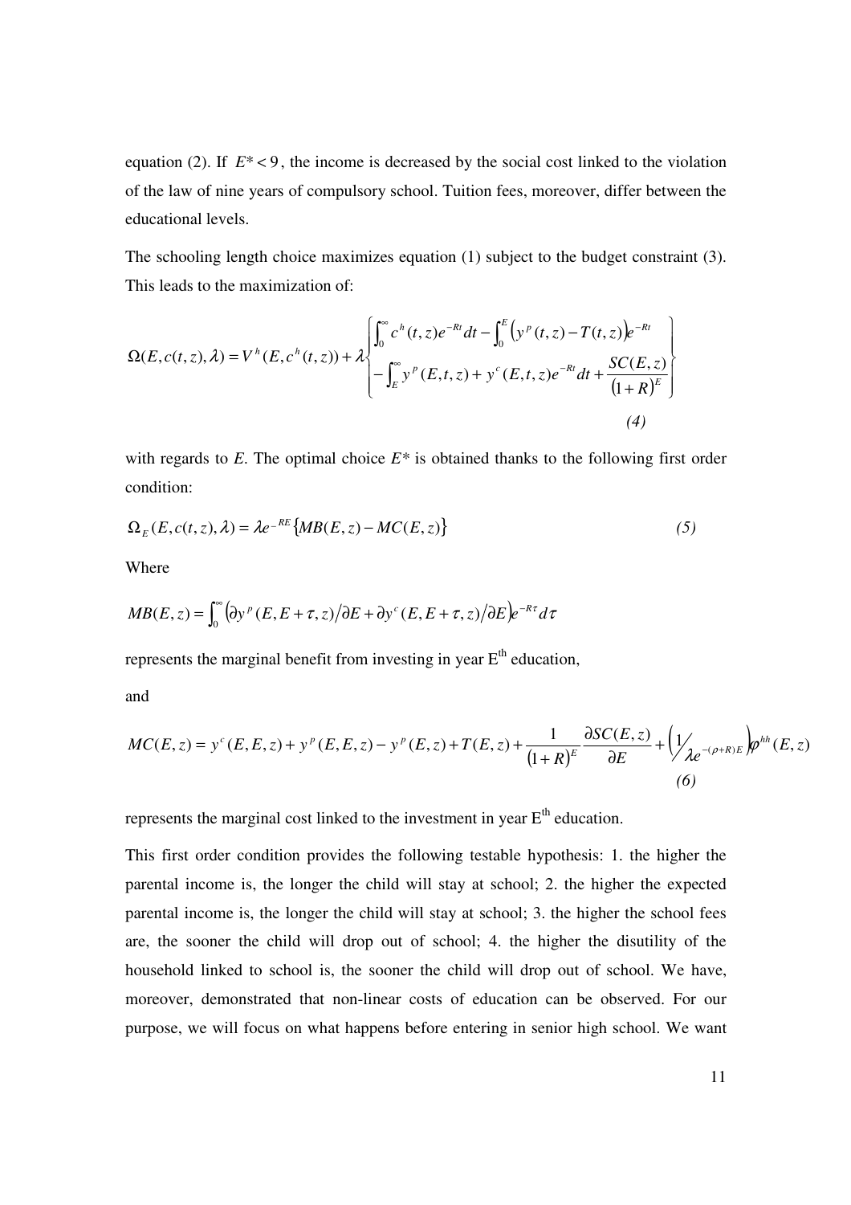equation (2). If $E^* < 9$, the income is decreased by the social cost linked to the violation of the law of nine years of compulsory school. Tuition fees, moreover, differ between the educational levels.

The schooling length choice maximizes equation (1) subject to the budget constraint (3). This leads to the maximization of:

$$\Omega(E, c(t,z), \lambda) = V^h(E, c^h(t,z)) + \lambda \left\{ \begin{aligned} &\int_0^\infty c^h(t,z)e^{-Rt}dt - \int_0^E \left(y^p(t,z) - T(t,z)\right)e^{-Rt} \\ &- \int_E^\infty y^p(E,t,z) + y^c(E,t,z)e^{-Rt}dt + \frac{SC(E,z)}{(1+R)^E} \end{aligned} \right\} \tag{4}$$

with regards to *E*. The optimal choice $E^*$ is obtained thanks to the following first order condition:

$$\Omega_E(E, c(t,z), \lambda) = \lambda e^{-RE}\{MB(E,z) - MC(E,z)\} \tag{5}$$

Where

$$MB(E,z) = \int_0^\infty \left(\partial y^p(E, E+\tau, z)/\partial E + \partial y^c(E, E+\tau, z)/\partial E\right)e^{-R\tau}d\tau$$

represents the marginal benefit from investing in year E[th] education,

and

$$MC(E,z) = y^c(E,E,z) + y^p(E,E,z) - y^p(E,z) + T(E,z) + \frac{1}{(1+R)^E}\frac{\partial SC(E,z)}{\partial E} + \left(\frac{1}{\lambda e^{-(\rho+R)E}}\right)\varphi^{hh}(E,z) \tag{6}$$

represents the marginal cost linked to the investment in year E[th] education.

This first order condition provides the following testable hypothesis: 1. the higher the parental income is, the longer the child will stay at school; 2. the higher the expected parental income is, the longer the child will stay at school; 3. the higher the school fees are, the sooner the child will drop out of school; 4. the higher the disutility of the household linked to school is, the sooner the child will drop out of school. We have, moreover, demonstrated that non-linear costs of education can be observed. For our purpose, we will focus on what happens before entering in senior high school. We want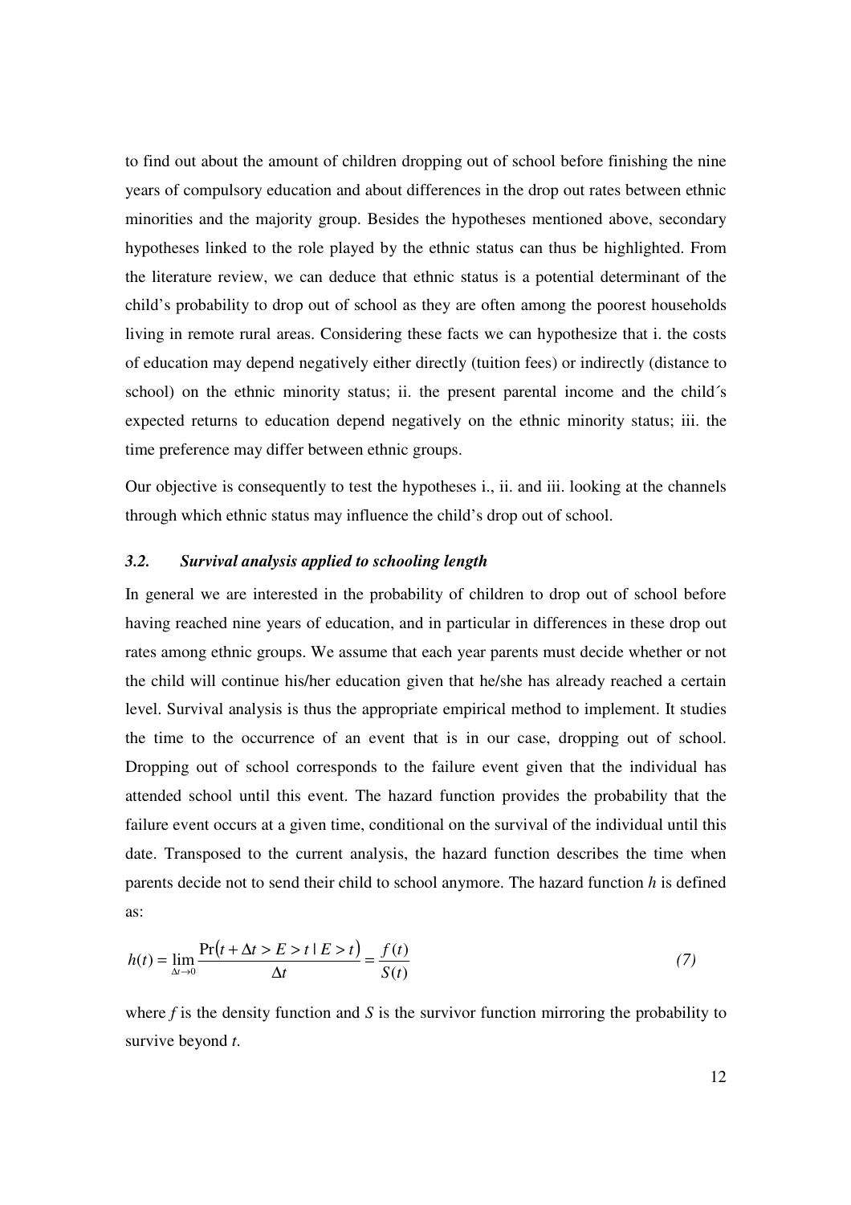to find out about the amount of children dropping out of school before finishing the nine years of compulsory education and about differences in the drop out rates between ethnic minorities and the majority group. Besides the hypotheses mentioned above, secondary hypotheses linked to the role played by the ethnic status can thus be highlighted. From the literature review, we can deduce that ethnic status is a potential determinant of the child's probability to drop out of school as they are often among the poorest households living in remote rural areas. Considering these facts we can hypothesize that i. the costs of education may depend negatively either directly (tuition fees) or indirectly (distance to school) on the ethnic minority status; ii. the present parental income and the child´s expected returns to education depend negatively on the ethnic minority status; iii. the time preference may differ between ethnic groups.

Our objective is consequently to test the hypotheses i., ii. and iii. looking at the channels through which ethnic status may influence the child's drop out of school.

### *3.2. Survival analysis applied to schooling length*

In general we are interested in the probability of children to drop out of school before having reached nine years of education, and in particular in differences in these drop out rates among ethnic groups. We assume that each year parents must decide whether or not the child will continue his/her education given that he/she has already reached a certain level. Survival analysis is thus the appropriate empirical method to implement. It studies the time to the occurrence of an event that is in our case, dropping out of school. Dropping out of school corresponds to the failure event given that the individual has attended school until this event. The hazard function provides the probability that the failure event occurs at a given time, conditional on the survival of the individual until this date. Transposed to the current analysis, the hazard function describes the time when parents decide not to send their child to school anymore. The hazard function $h$ is defined as:

$$h(t) = \lim_{\Delta t \to 0} \frac{\Pr(t + \Delta t > E > t \mid E > t)}{\Delta t} = \frac{f(t)}{S(t)} \qquad (7)$$

where $f$ is the density function and $S$ is the survivor function mirroring the probability to survive beyond $t$.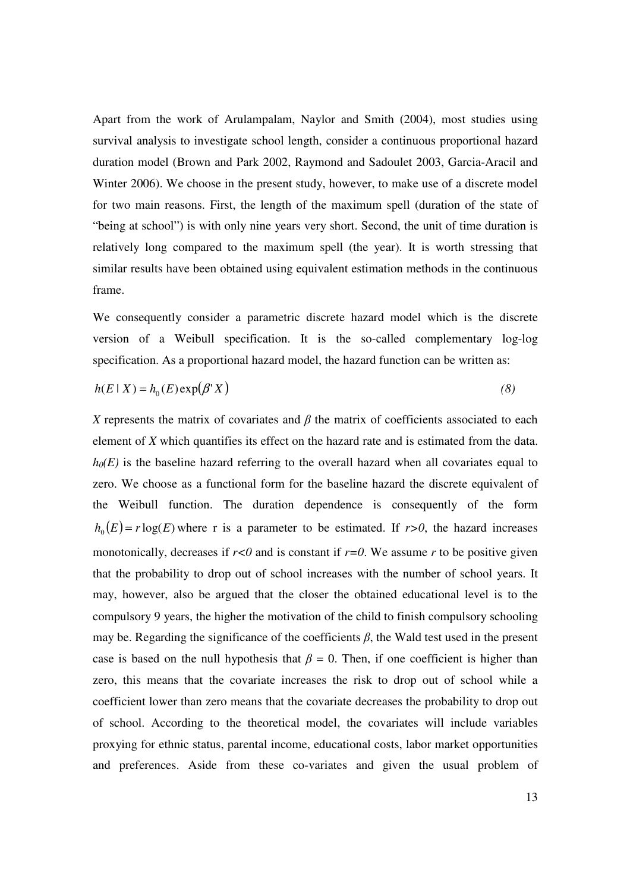Apart from the work of Arulampalam, Naylor and Smith (2004), most studies using survival analysis to investigate school length, consider a continuous proportional hazard duration model (Brown and Park 2002, Raymond and Sadoulet 2003, Garcia-Aracil and Winter 2006). We choose in the present study, however, to make use of a discrete model for two main reasons. First, the length of the maximum spell (duration of the state of "being at school") is with only nine years very short. Second, the unit of time duration is relatively long compared to the maximum spell (the year). It is worth stressing that similar results have been obtained using equivalent estimation methods in the continuous frame.

We consequently consider a parametric discrete hazard model which is the discrete version of a Weibull specification. It is the so-called complementary log-log specification. As a proportional hazard model, the hazard function can be written as:

$$h(E \mid X) = h_0(E)\exp(\beta' X) \qquad (8)$$

*X* represents the matrix of covariates and $\beta$ the matrix of coefficients associated to each element of *X* which quantifies its effect on the hazard rate and is estimated from the data. $h_0(E)$ is the baseline hazard referring to the overall hazard when all covariates equal to zero. We choose as a functional form for the baseline hazard the discrete equivalent of the Weibull function. The duration dependence is consequently of the form $h_0(E) = r\log(E)$ where r is a parameter to be estimated. If $r>0$, the hazard increases monotonically, decreases if $r<0$ and is constant if $r=0$. We assume *r* to be positive given that the probability to drop out of school increases with the number of school years. It may, however, also be argued that the closer the obtained educational level is to the compulsory 9 years, the higher the motivation of the child to finish compulsory schooling may be. Regarding the significance of the coefficients $\beta$, the Wald test used in the present case is based on the null hypothesis that $\beta = 0$. Then, if one coefficient is higher than zero, this means that the covariate increases the risk to drop out of school while a coefficient lower than zero means that the covariate decreases the probability to drop out of school. According to the theoretical model, the covariates will include variables proxying for ethnic status, parental income, educational costs, labor market opportunities and preferences. Aside from these co-variates and given the usual problem of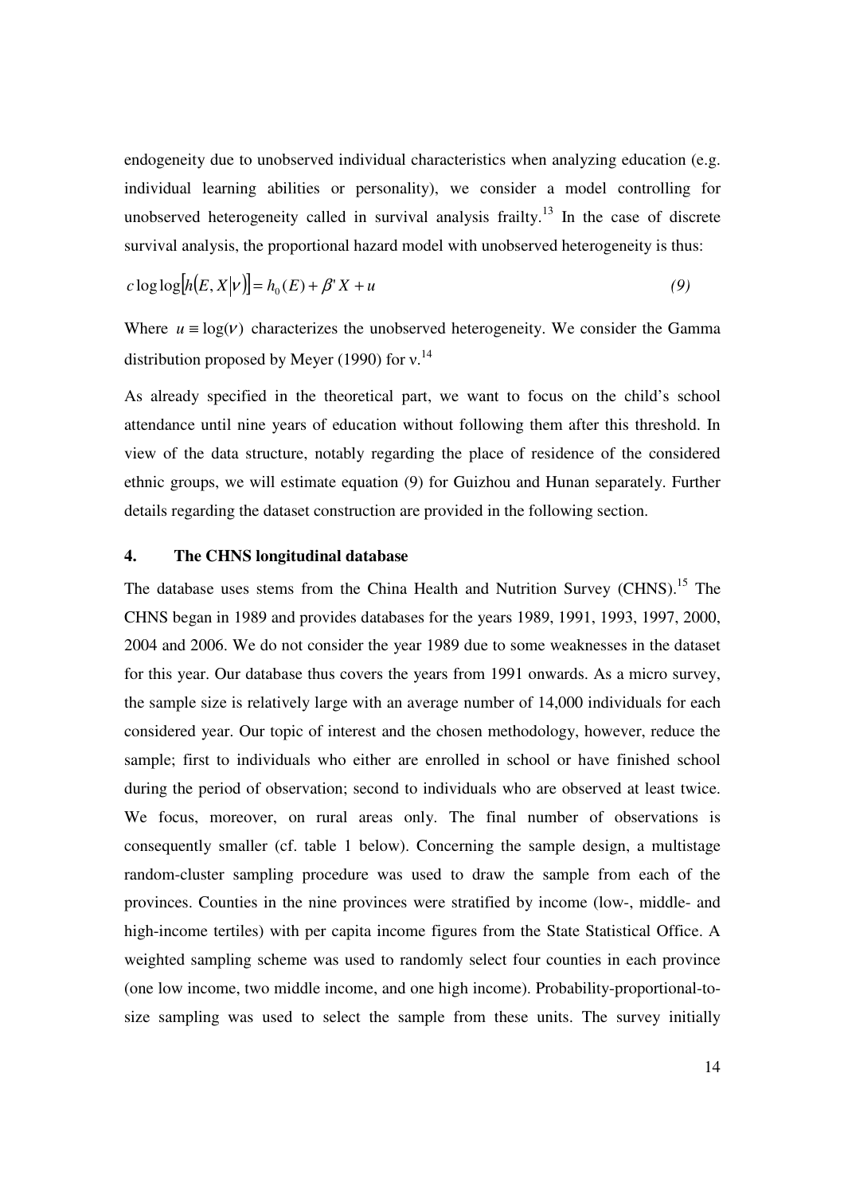endogeneity due to unobserved individual characteristics when analyzing education (e.g. individual learning abilities or personality), we consider a model controlling for unobserved heterogeneity called in survival analysis frailty.[13] In the case of discrete survival analysis, the proportional hazard model with unobserved heterogeneity is thus:

$$c\log\log\left[h\left(E, X\middle|\nu\right)\right] = h_0(E) + \beta' X + u \qquad (9)$$

Where $u \equiv \log(\nu)$ characterizes the unobserved heterogeneity. We consider the Gamma distribution proposed by Meyer (1990) for ν.[14]

As already specified in the theoretical part, we want to focus on the child's school attendance until nine years of education without following them after this threshold. In view of the data structure, notably regarding the place of residence of the considered ethnic groups, we will estimate equation (9) for Guizhou and Hunan separately. Further details regarding the dataset construction are provided in the following section.

## 4. The CHNS longitudinal database

The database uses stems from the China Health and Nutrition Survey (CHNS).[15] The CHNS began in 1989 and provides databases for the years 1989, 1991, 1993, 1997, 2000, 2004 and 2006. We do not consider the year 1989 due to some weaknesses in the dataset for this year. Our database thus covers the years from 1991 onwards. As a micro survey, the sample size is relatively large with an average number of 14,000 individuals for each considered year. Our topic of interest and the chosen methodology, however, reduce the sample; first to individuals who either are enrolled in school or have finished school during the period of observation; second to individuals who are observed at least twice. We focus, moreover, on rural areas only. The final number of observations is consequently smaller (cf. table 1 below). Concerning the sample design, a multistage random-cluster sampling procedure was used to draw the sample from each of the provinces. Counties in the nine provinces were stratified by income (low-, middle- and high-income tertiles) with per capita income figures from the State Statistical Office. A weighted sampling scheme was used to randomly select four counties in each province (one low income, two middle income, and one high income). Probability-proportional-to-size sampling was used to select the sample from these units. The survey initially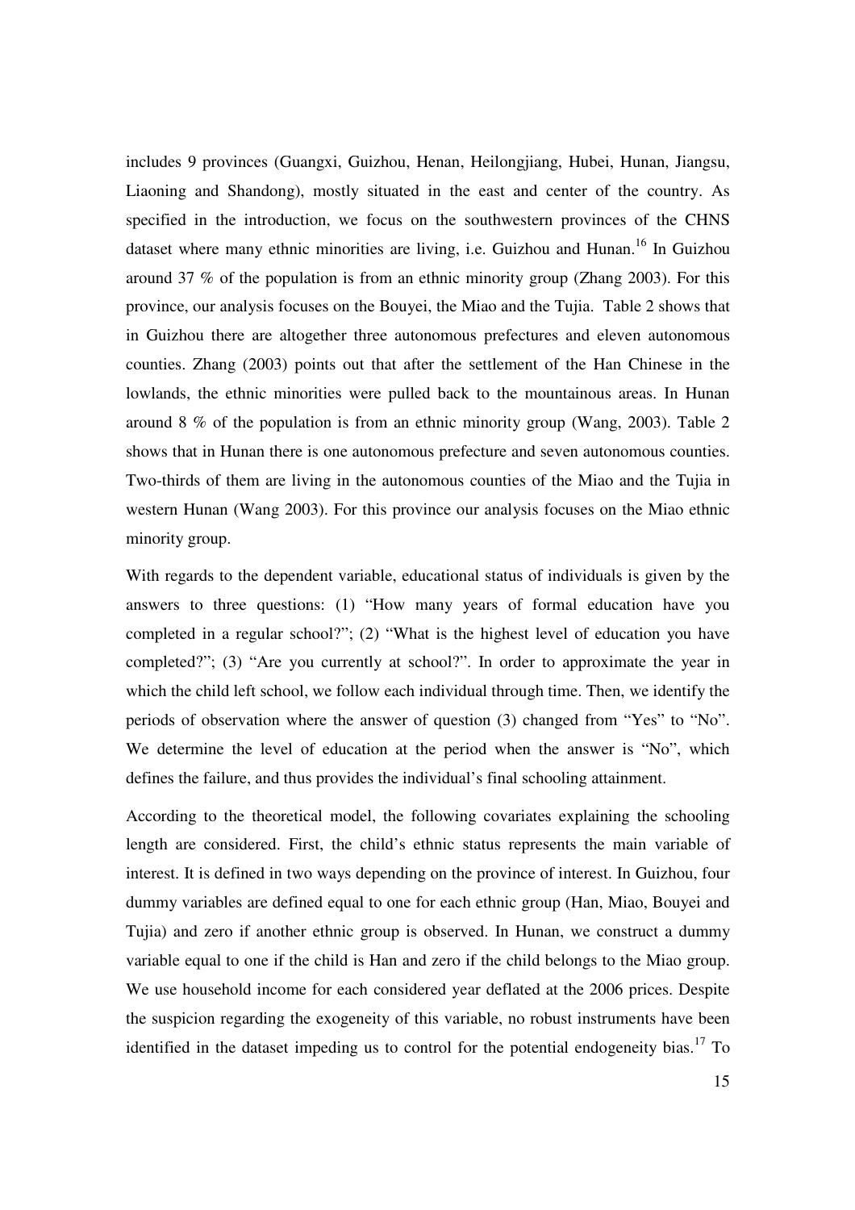includes 9 provinces (Guangxi, Guizhou, Henan, Heilongjiang, Hubei, Hunan, Jiangsu, Liaoning and Shandong), mostly situated in the east and center of the country. As specified in the introduction, we focus on the southwestern provinces of the CHNS dataset where many ethnic minorities are living, i.e. Guizhou and Hunan.[16] In Guizhou around 37 % of the population is from an ethnic minority group (Zhang 2003). For this province, our analysis focuses on the Bouyei, the Miao and the Tujia. Table 2 shows that in Guizhou there are altogether three autonomous prefectures and eleven autonomous counties. Zhang (2003) points out that after the settlement of the Han Chinese in the lowlands, the ethnic minorities were pulled back to the mountainous areas. In Hunan around 8 % of the population is from an ethnic minority group (Wang, 2003). Table 2 shows that in Hunan there is one autonomous prefecture and seven autonomous counties. Two-thirds of them are living in the autonomous counties of the Miao and the Tujia in western Hunan (Wang 2003). For this province our analysis focuses on the Miao ethnic minority group.

With regards to the dependent variable, educational status of individuals is given by the answers to three questions: (1) "How many years of formal education have you completed in a regular school?"; (2) "What is the highest level of education you have completed?"; (3) "Are you currently at school?". In order to approximate the year in which the child left school, we follow each individual through time. Then, we identify the periods of observation where the answer of question (3) changed from "Yes" to "No". We determine the level of education at the period when the answer is "No", which defines the failure, and thus provides the individual's final schooling attainment.

According to the theoretical model, the following covariates explaining the schooling length are considered. First, the child's ethnic status represents the main variable of interest. It is defined in two ways depending on the province of interest. In Guizhou, four dummy variables are defined equal to one for each ethnic group (Han, Miao, Bouyei and Tujia) and zero if another ethnic group is observed. In Hunan, we construct a dummy variable equal to one if the child is Han and zero if the child belongs to the Miao group. We use household income for each considered year deflated at the 2006 prices. Despite the suspicion regarding the exogeneity of this variable, no robust instruments have been identified in the dataset impeding us to control for the potential endogeneity bias.[17] To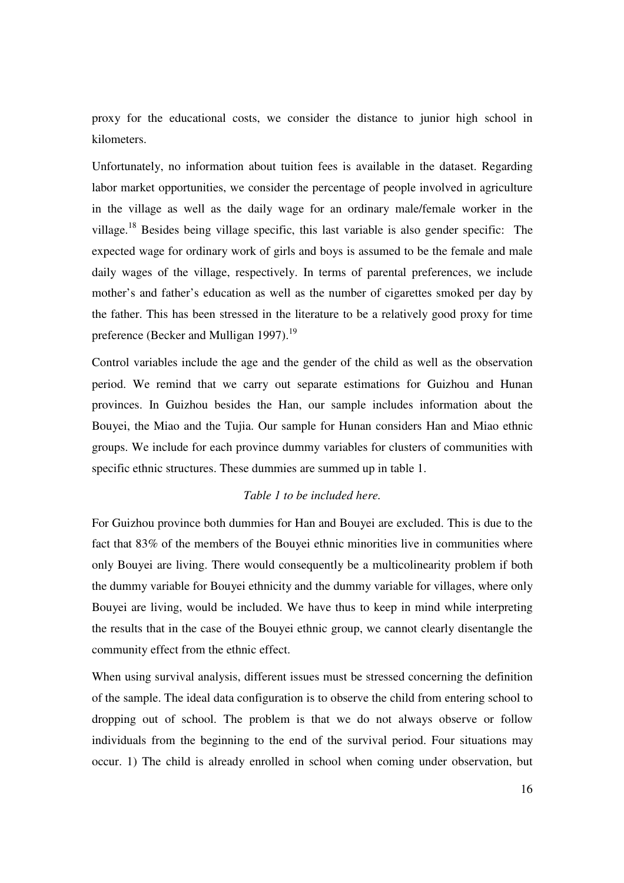proxy for the educational costs, we consider the distance to junior high school in kilometers.

Unfortunately, no information about tuition fees is available in the dataset. Regarding labor market opportunities, we consider the percentage of people involved in agriculture in the village as well as the daily wage for an ordinary male/female worker in the village.[18] Besides being village specific, this last variable is also gender specific: The expected wage for ordinary work of girls and boys is assumed to be the female and male daily wages of the village, respectively. In terms of parental preferences, we include mother's and father's education as well as the number of cigarettes smoked per day by the father. This has been stressed in the literature to be a relatively good proxy for time preference (Becker and Mulligan 1997).[19]

Control variables include the age and the gender of the child as well as the observation period. We remind that we carry out separate estimations for Guizhou and Hunan provinces. In Guizhou besides the Han, our sample includes information about the Bouyei, the Miao and the Tujia. Our sample for Hunan considers Han and Miao ethnic groups. We include for each province dummy variables for clusters of communities with specific ethnic structures. These dummies are summed up in table 1.

*Table 1 to be included here.*

For Guizhou province both dummies for Han and Bouyei are excluded. This is due to the fact that 83% of the members of the Bouyei ethnic minorities live in communities where only Bouyei are living. There would consequently be a multicolinearity problem if both the dummy variable for Bouyei ethnicity and the dummy variable for villages, where only Bouyei are living, would be included. We have thus to keep in mind while interpreting the results that in the case of the Bouyei ethnic group, we cannot clearly disentangle the community effect from the ethnic effect.

When using survival analysis, different issues must be stressed concerning the definition of the sample. The ideal data configuration is to observe the child from entering school to dropping out of school. The problem is that we do not always observe or follow individuals from the beginning to the end of the survival period. Four situations may occur. 1) The child is already enrolled in school when coming under observation, but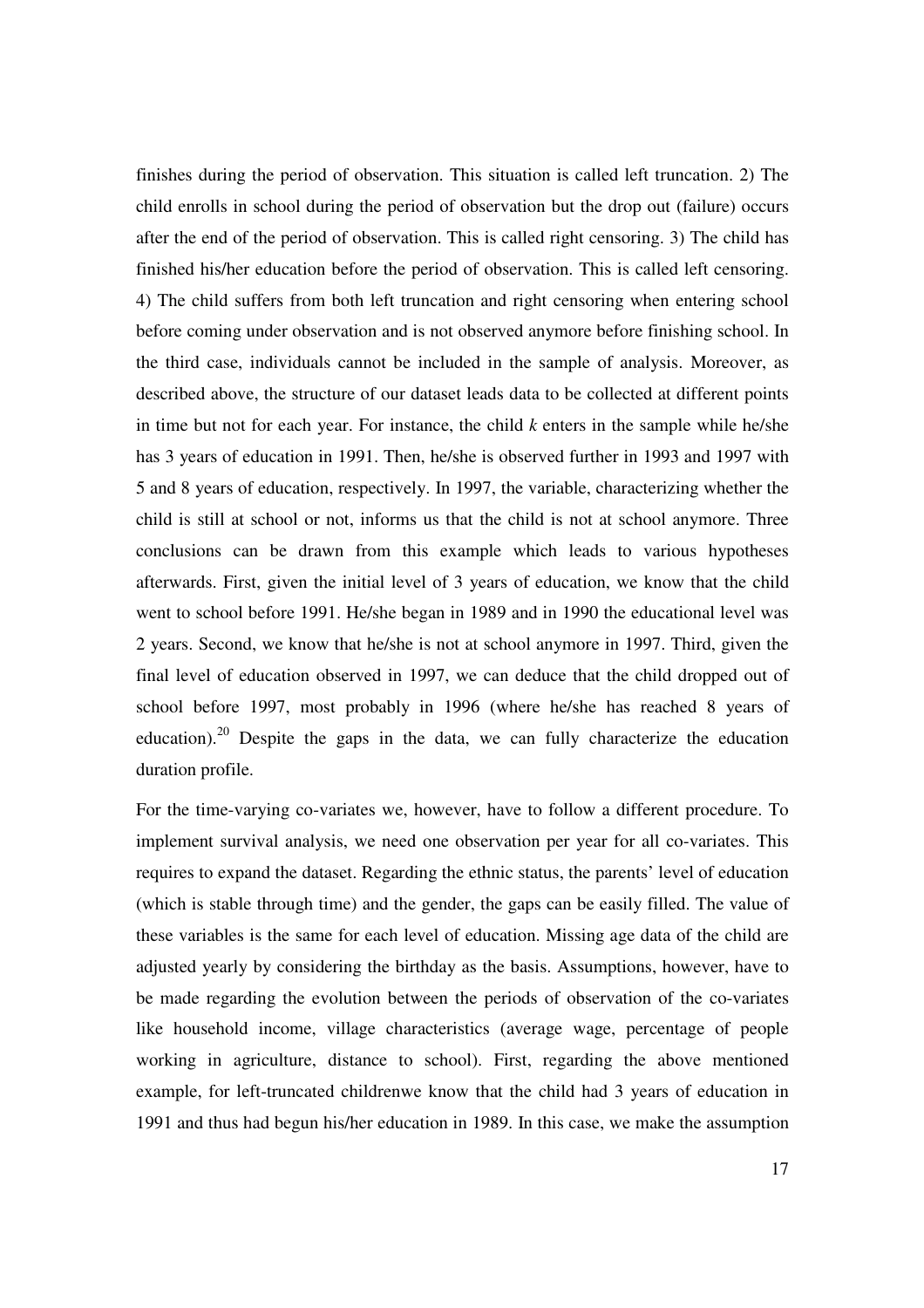finishes during the period of observation. This situation is called left truncation. 2) The child enrolls in school during the period of observation but the drop out (failure) occurs after the end of the period of observation. This is called right censoring. 3) The child has finished his/her education before the period of observation. This is called left censoring. 4) The child suffers from both left truncation and right censoring when entering school before coming under observation and is not observed anymore before finishing school. In the third case, individuals cannot be included in the sample of analysis. Moreover, as described above, the structure of our dataset leads data to be collected at different points in time but not for each year. For instance, the child *k* enters in the sample while he/she has 3 years of education in 1991. Then, he/she is observed further in 1993 and 1997 with 5 and 8 years of education, respectively. In 1997, the variable, characterizing whether the child is still at school or not, informs us that the child is not at school anymore. Three conclusions can be drawn from this example which leads to various hypotheses afterwards. First, given the initial level of 3 years of education, we know that the child went to school before 1991. He/she began in 1989 and in 1990 the educational level was 2 years. Second, we know that he/she is not at school anymore in 1997. Third, given the final level of education observed in 1997, we can deduce that the child dropped out of school before 1997, most probably in 1996 (where he/she has reached 8 years of education).[20] Despite the gaps in the data, we can fully characterize the education duration profile.

For the time-varying co-variates we, however, have to follow a different procedure. To implement survival analysis, we need one observation per year for all co-variates. This requires to expand the dataset. Regarding the ethnic status, the parents' level of education (which is stable through time) and the gender, the gaps can be easily filled. The value of these variables is the same for each level of education. Missing age data of the child are adjusted yearly by considering the birthday as the basis. Assumptions, however, have to be made regarding the evolution between the periods of observation of the co-variates like household income, village characteristics (average wage, percentage of people working in agriculture, distance to school). First, regarding the above mentioned example, for left-truncated childrenwe know that the child had 3 years of education in 1991 and thus had begun his/her education in 1989. In this case, we make the assumption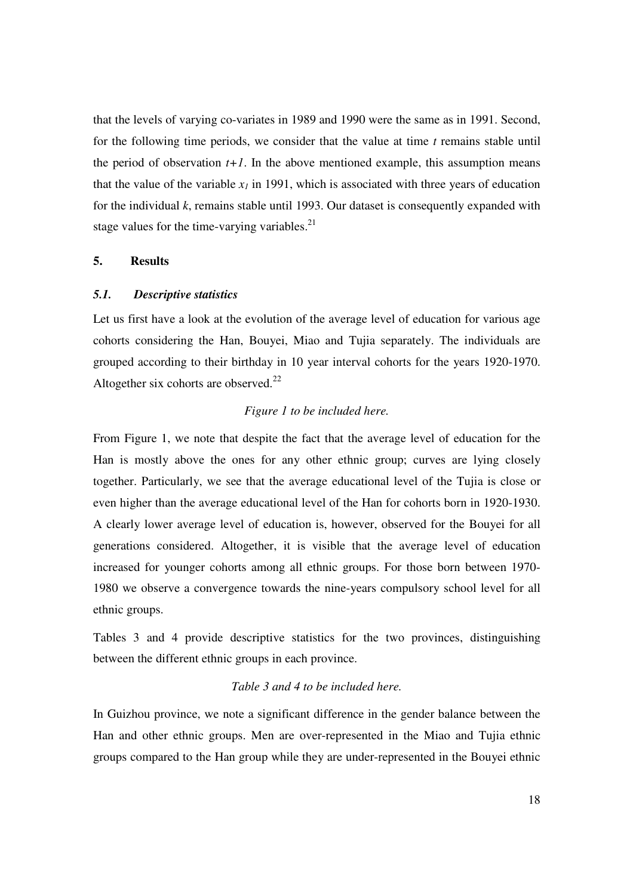that the levels of varying co-variates in 1989 and 1990 were the same as in 1991. Second, for the following time periods, we consider that the value at time *t* remains stable until the period of observation *t+1*. In the above mentioned example, this assumption means that the value of the variable $x_1$ in 1991, which is associated with three years of education for the individual *k*, remains stable until 1993. Our dataset is consequently expanded with stage values for the time-varying variables.[21]

## 5. Results

### *5.1. Descriptive statistics*

Let us first have a look at the evolution of the average level of education for various age cohorts considering the Han, Bouyei, Miao and Tujia separately. The individuals are grouped according to their birthday in 10 year interval cohorts for the years 1920-1970. Altogether six cohorts are observed.[22]

*Figure 1 to be included here.*

From Figure 1, we note that despite the fact that the average level of education for the Han is mostly above the ones for any other ethnic group; curves are lying closely together. Particularly, we see that the average educational level of the Tujia is close or even higher than the average educational level of the Han for cohorts born in 1920-1930. A clearly lower average level of education is, however, observed for the Bouyei for all generations considered. Altogether, it is visible that the average level of education increased for younger cohorts among all ethnic groups. For those born between 1970-1980 we observe a convergence towards the nine-years compulsory school level for all ethnic groups.

Tables 3 and 4 provide descriptive statistics for the two provinces, distinguishing between the different ethnic groups in each province.

*Table 3 and 4 to be included here.*

In Guizhou province, we note a significant difference in the gender balance between the Han and other ethnic groups. Men are over-represented in the Miao and Tujia ethnic groups compared to the Han group while they are under-represented in the Bouyei ethnic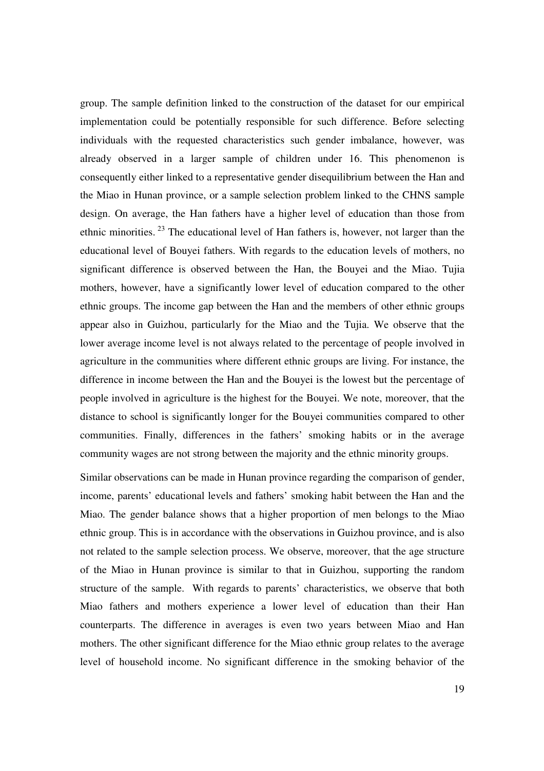group. The sample definition linked to the construction of the dataset for our empirical implementation could be potentially responsible for such difference. Before selecting individuals with the requested characteristics such gender imbalance, however, was already observed in a larger sample of children under 16. This phenomenon is consequently either linked to a representative gender disequilibrium between the Han and the Miao in Hunan province, or a sample selection problem linked to the CHNS sample design. On average, the Han fathers have a higher level of education than those from ethnic minorities. [23] The educational level of Han fathers is, however, not larger than the educational level of Bouyei fathers. With regards to the education levels of mothers, no significant difference is observed between the Han, the Bouyei and the Miao. Tujia mothers, however, have a significantly lower level of education compared to the other ethnic groups. The income gap between the Han and the members of other ethnic groups appear also in Guizhou, particularly for the Miao and the Tujia. We observe that the lower average income level is not always related to the percentage of people involved in agriculture in the communities where different ethnic groups are living. For instance, the difference in income between the Han and the Bouyei is the lowest but the percentage of people involved in agriculture is the highest for the Bouyei. We note, moreover, that the distance to school is significantly longer for the Bouyei communities compared to other communities. Finally, differences in the fathers' smoking habits or in the average community wages are not strong between the majority and the ethnic minority groups.

Similar observations can be made in Hunan province regarding the comparison of gender, income, parents' educational levels and fathers' smoking habit between the Han and the Miao. The gender balance shows that a higher proportion of men belongs to the Miao ethnic group. This is in accordance with the observations in Guizhou province, and is also not related to the sample selection process. We observe, moreover, that the age structure of the Miao in Hunan province is similar to that in Guizhou, supporting the random structure of the sample. With regards to parents' characteristics, we observe that both Miao fathers and mothers experience a lower level of education than their Han counterparts. The difference in averages is even two years between Miao and Han mothers. The other significant difference for the Miao ethnic group relates to the average level of household income. No significant difference in the smoking behavior of the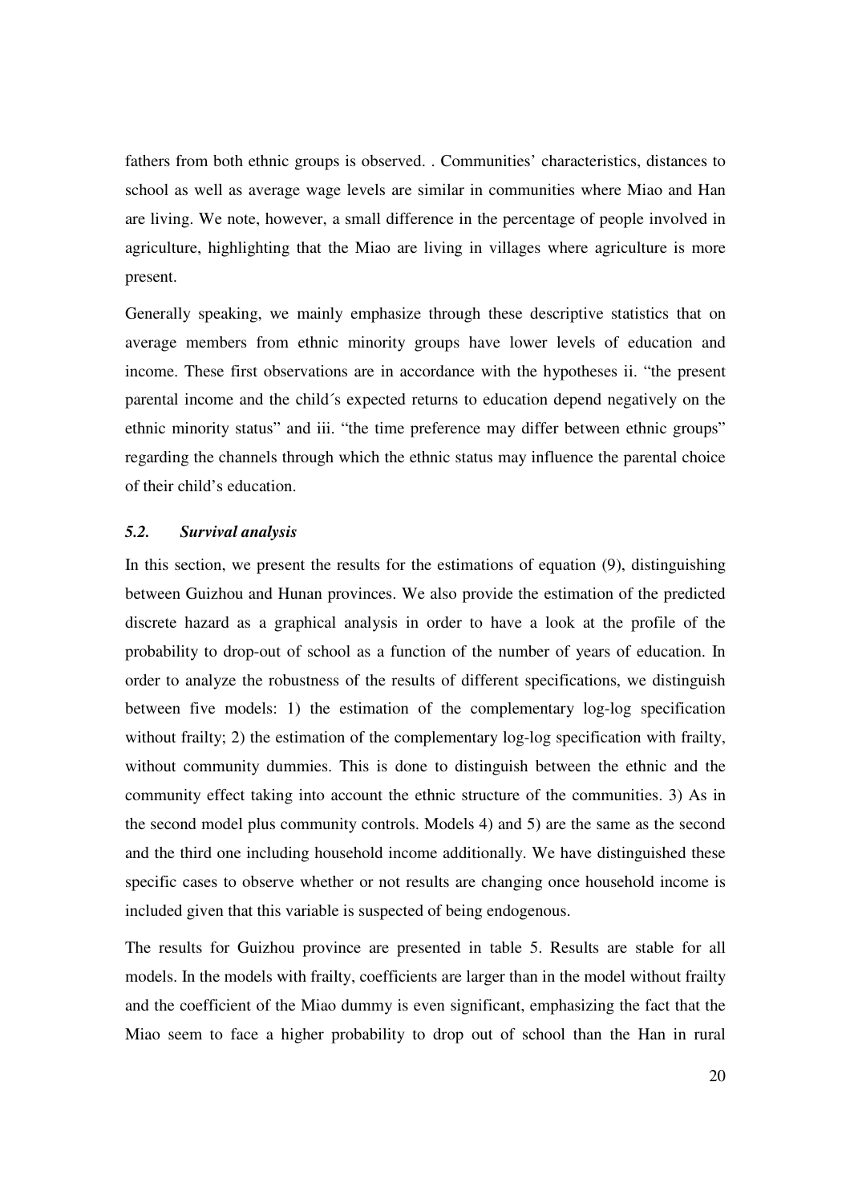fathers from both ethnic groups is observed. . Communities' characteristics, distances to school as well as average wage levels are similar in communities where Miao and Han are living. We note, however, a small difference in the percentage of people involved in agriculture, highlighting that the Miao are living in villages where agriculture is more present.

Generally speaking, we mainly emphasize through these descriptive statistics that on average members from ethnic minority groups have lower levels of education and income. These first observations are in accordance with the hypotheses ii. "the present parental income and the child´s expected returns to education depend negatively on the ethnic minority status" and iii. "the time preference may differ between ethnic groups" regarding the channels through which the ethnic status may influence the parental choice of their child's education.

### *5.2. Survival analysis*

In this section, we present the results for the estimations of equation (9), distinguishing between Guizhou and Hunan provinces. We also provide the estimation of the predicted discrete hazard as a graphical analysis in order to have a look at the profile of the probability to drop-out of school as a function of the number of years of education. In order to analyze the robustness of the results of different specifications, we distinguish between five models: 1) the estimation of the complementary log-log specification without frailty; 2) the estimation of the complementary log-log specification with frailty, without community dummies. This is done to distinguish between the ethnic and the community effect taking into account the ethnic structure of the communities. 3) As in the second model plus community controls. Models 4) and 5) are the same as the second and the third one including household income additionally. We have distinguished these specific cases to observe whether or not results are changing once household income is included given that this variable is suspected of being endogenous.

The results for Guizhou province are presented in table 5. Results are stable for all models. In the models with frailty, coefficients are larger than in the model without frailty and the coefficient of the Miao dummy is even significant, emphasizing the fact that the Miao seem to face a higher probability to drop out of school than the Han in rural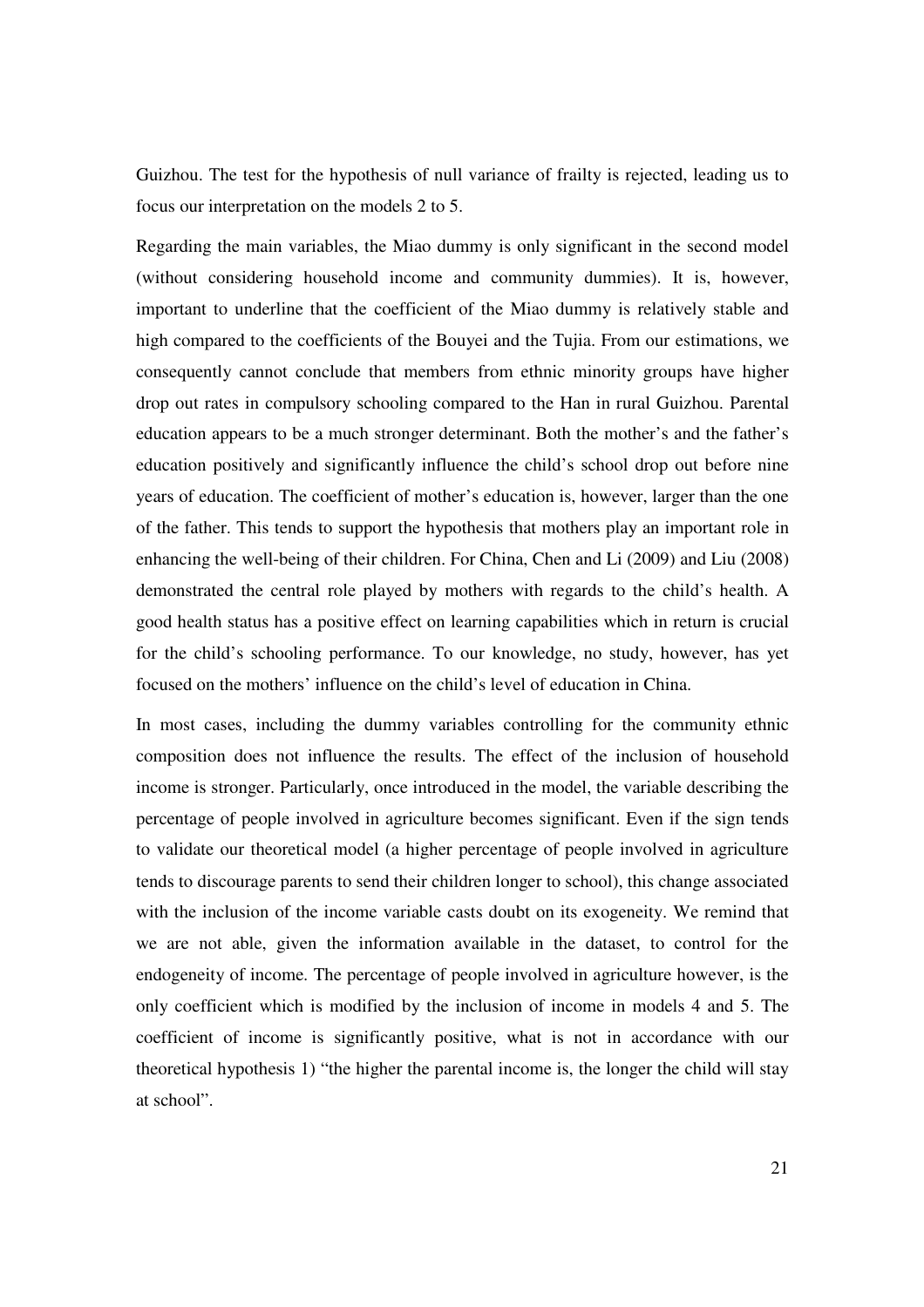Guizhou. The test for the hypothesis of null variance of frailty is rejected, leading us to focus our interpretation on the models 2 to 5.

Regarding the main variables, the Miao dummy is only significant in the second model (without considering household income and community dummies). It is, however, important to underline that the coefficient of the Miao dummy is relatively stable and high compared to the coefficients of the Bouyei and the Tujia. From our estimations, we consequently cannot conclude that members from ethnic minority groups have higher drop out rates in compulsory schooling compared to the Han in rural Guizhou. Parental education appears to be a much stronger determinant. Both the mother's and the father's education positively and significantly influence the child's school drop out before nine years of education. The coefficient of mother's education is, however, larger than the one of the father. This tends to support the hypothesis that mothers play an important role in enhancing the well-being of their children. For China, Chen and Li (2009) and Liu (2008) demonstrated the central role played by mothers with regards to the child's health. A good health status has a positive effect on learning capabilities which in return is crucial for the child's schooling performance. To our knowledge, no study, however, has yet focused on the mothers' influence on the child's level of education in China.

In most cases, including the dummy variables controlling for the community ethnic composition does not influence the results. The effect of the inclusion of household income is stronger. Particularly, once introduced in the model, the variable describing the percentage of people involved in agriculture becomes significant. Even if the sign tends to validate our theoretical model (a higher percentage of people involved in agriculture tends to discourage parents to send their children longer to school), this change associated with the inclusion of the income variable casts doubt on its exogeneity. We remind that we are not able, given the information available in the dataset, to control for the endogeneity of income. The percentage of people involved in agriculture however, is the only coefficient which is modified by the inclusion of income in models 4 and 5. The coefficient of income is significantly positive, what is not in accordance with our theoretical hypothesis 1) "the higher the parental income is, the longer the child will stay at school".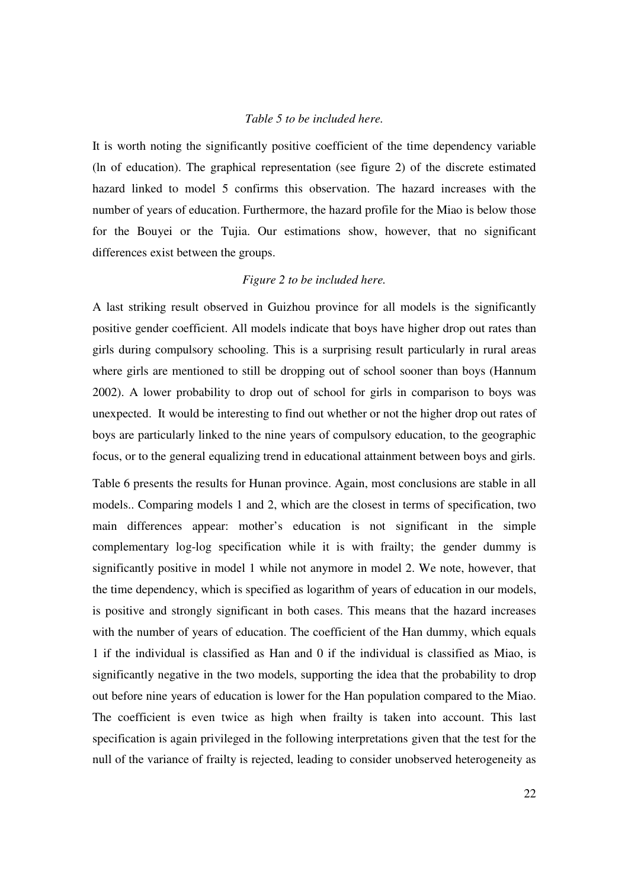*Table 5 to be included here.*

It is worth noting the significantly positive coefficient of the time dependency variable (ln of education). The graphical representation (see figure 2) of the discrete estimated hazard linked to model 5 confirms this observation. The hazard increases with the number of years of education. Furthermore, the hazard profile for the Miao is below those for the Bouyei or the Tujia. Our estimations show, however, that no significant differences exist between the groups.

*Figure 2 to be included here.*

A last striking result observed in Guizhou province for all models is the significantly positive gender coefficient. All models indicate that boys have higher drop out rates than girls during compulsory schooling. This is a surprising result particularly in rural areas where girls are mentioned to still be dropping out of school sooner than boys (Hannum 2002). A lower probability to drop out of school for girls in comparison to boys was unexpected. It would be interesting to find out whether or not the higher drop out rates of boys are particularly linked to the nine years of compulsory education, to the geographic focus, or to the general equalizing trend in educational attainment between boys and girls.

Table 6 presents the results for Hunan province. Again, most conclusions are stable in all models.. Comparing models 1 and 2, which are the closest in terms of specification, two main differences appear: mother's education is not significant in the simple complementary log-log specification while it is with frailty; the gender dummy is significantly positive in model 1 while not anymore in model 2. We note, however, that the time dependency, which is specified as logarithm of years of education in our models, is positive and strongly significant in both cases. This means that the hazard increases with the number of years of education. The coefficient of the Han dummy, which equals 1 if the individual is classified as Han and 0 if the individual is classified as Miao, is significantly negative in the two models, supporting the idea that the probability to drop out before nine years of education is lower for the Han population compared to the Miao. The coefficient is even twice as high when frailty is taken into account. This last specification is again privileged in the following interpretations given that the test for the null of the variance of frailty is rejected, leading to consider unobserved heterogeneity as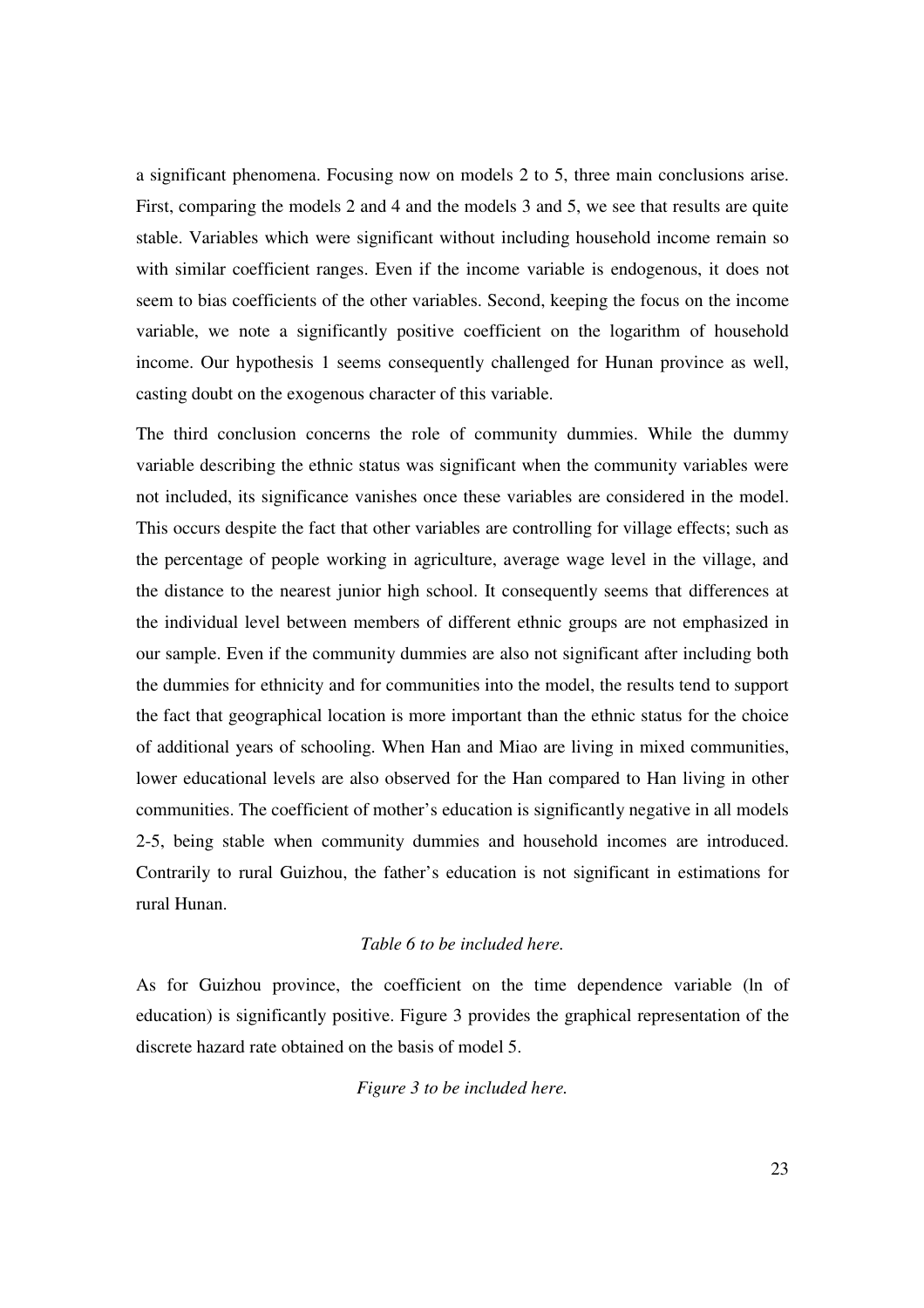a significant phenomena. Focusing now on models 2 to 5, three main conclusions arise. First, comparing the models 2 and 4 and the models 3 and 5, we see that results are quite stable. Variables which were significant without including household income remain so with similar coefficient ranges. Even if the income variable is endogenous, it does not seem to bias coefficients of the other variables. Second, keeping the focus on the income variable, we note a significantly positive coefficient on the logarithm of household income. Our hypothesis 1 seems consequently challenged for Hunan province as well, casting doubt on the exogenous character of this variable.

The third conclusion concerns the role of community dummies. While the dummy variable describing the ethnic status was significant when the community variables were not included, its significance vanishes once these variables are considered in the model. This occurs despite the fact that other variables are controlling for village effects; such as the percentage of people working in agriculture, average wage level in the village, and the distance to the nearest junior high school. It consequently seems that differences at the individual level between members of different ethnic groups are not emphasized in our sample. Even if the community dummies are also not significant after including both the dummies for ethnicity and for communities into the model, the results tend to support the fact that geographical location is more important than the ethnic status for the choice of additional years of schooling. When Han and Miao are living in mixed communities, lower educational levels are also observed for the Han compared to Han living in other communities. The coefficient of mother's education is significantly negative in all models 2-5, being stable when community dummies and household incomes are introduced. Contrarily to rural Guizhou, the father's education is not significant in estimations for rural Hunan.

*Table 6 to be included here.*

As for Guizhou province, the coefficient on the time dependence variable (ln of education) is significantly positive. Figure 3 provides the graphical representation of the discrete hazard rate obtained on the basis of model 5.

*Figure 3 to be included here.*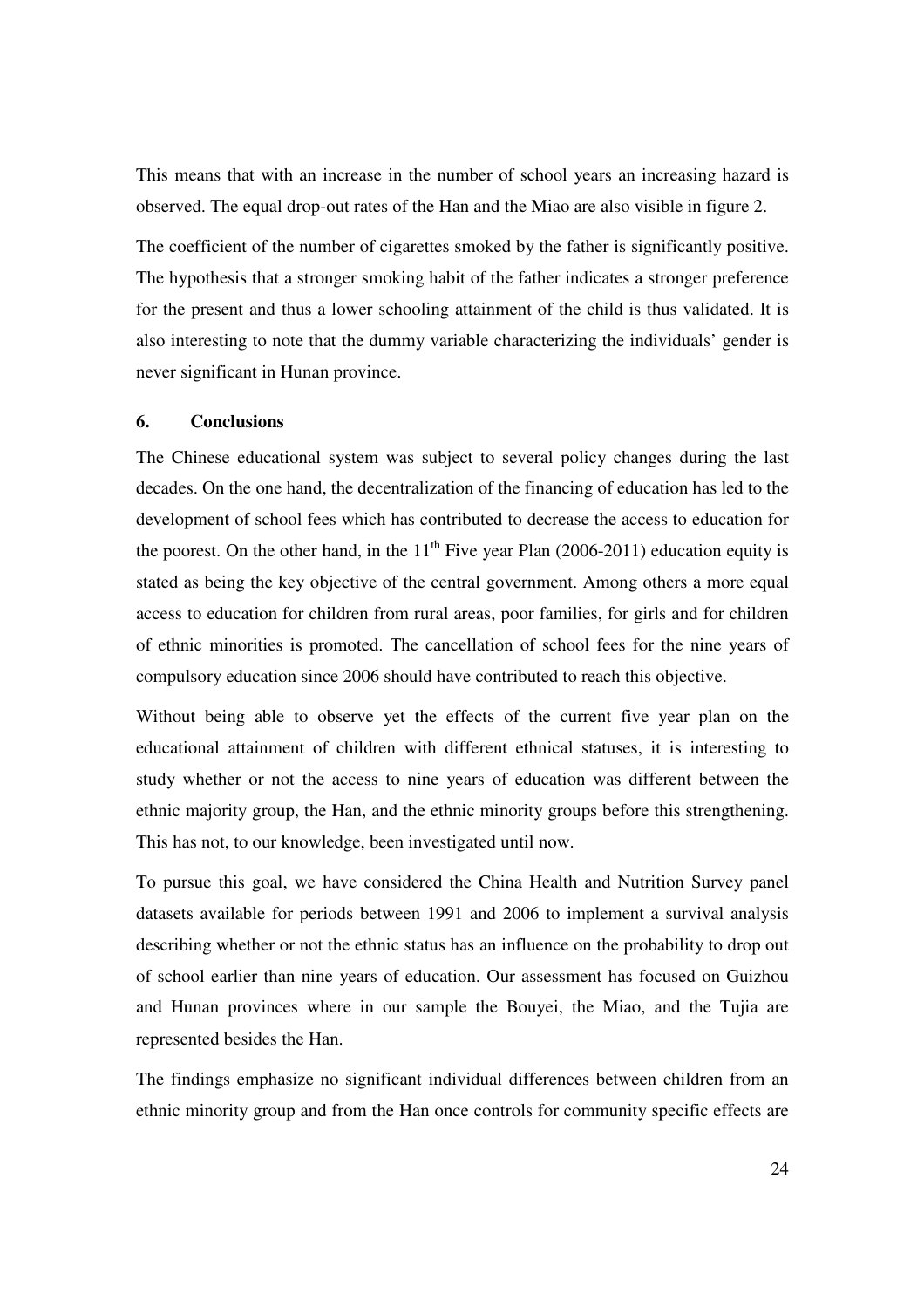This means that with an increase in the number of school years an increasing hazard is observed. The equal drop-out rates of the Han and the Miao are also visible in figure 2.

The coefficient of the number of cigarettes smoked by the father is significantly positive. The hypothesis that a stronger smoking habit of the father indicates a stronger preference for the present and thus a lower schooling attainment of the child is thus validated. It is also interesting to note that the dummy variable characterizing the individuals' gender is never significant in Hunan province.

## 6. Conclusions

The Chinese educational system was subject to several policy changes during the last decades. On the one hand, the decentralization of the financing of education has led to the development of school fees which has contributed to decrease the access to education for the poorest. On the other hand, in the 11th Five year Plan (2006-2011) education equity is stated as being the key objective of the central government. Among others a more equal access to education for children from rural areas, poor families, for girls and for children of ethnic minorities is promoted. The cancellation of school fees for the nine years of compulsory education since 2006 should have contributed to reach this objective.

Without being able to observe yet the effects of the current five year plan on the educational attainment of children with different ethnical statuses, it is interesting to study whether or not the access to nine years of education was different between the ethnic majority group, the Han, and the ethnic minority groups before this strengthening. This has not, to our knowledge, been investigated until now.

To pursue this goal, we have considered the China Health and Nutrition Survey panel datasets available for periods between 1991 and 2006 to implement a survival analysis describing whether or not the ethnic status has an influence on the probability to drop out of school earlier than nine years of education. Our assessment has focused on Guizhou and Hunan provinces where in our sample the Bouyei, the Miao, and the Tujia are represented besides the Han.

The findings emphasize no significant individual differences between children from an ethnic minority group and from the Han once controls for community specific effects are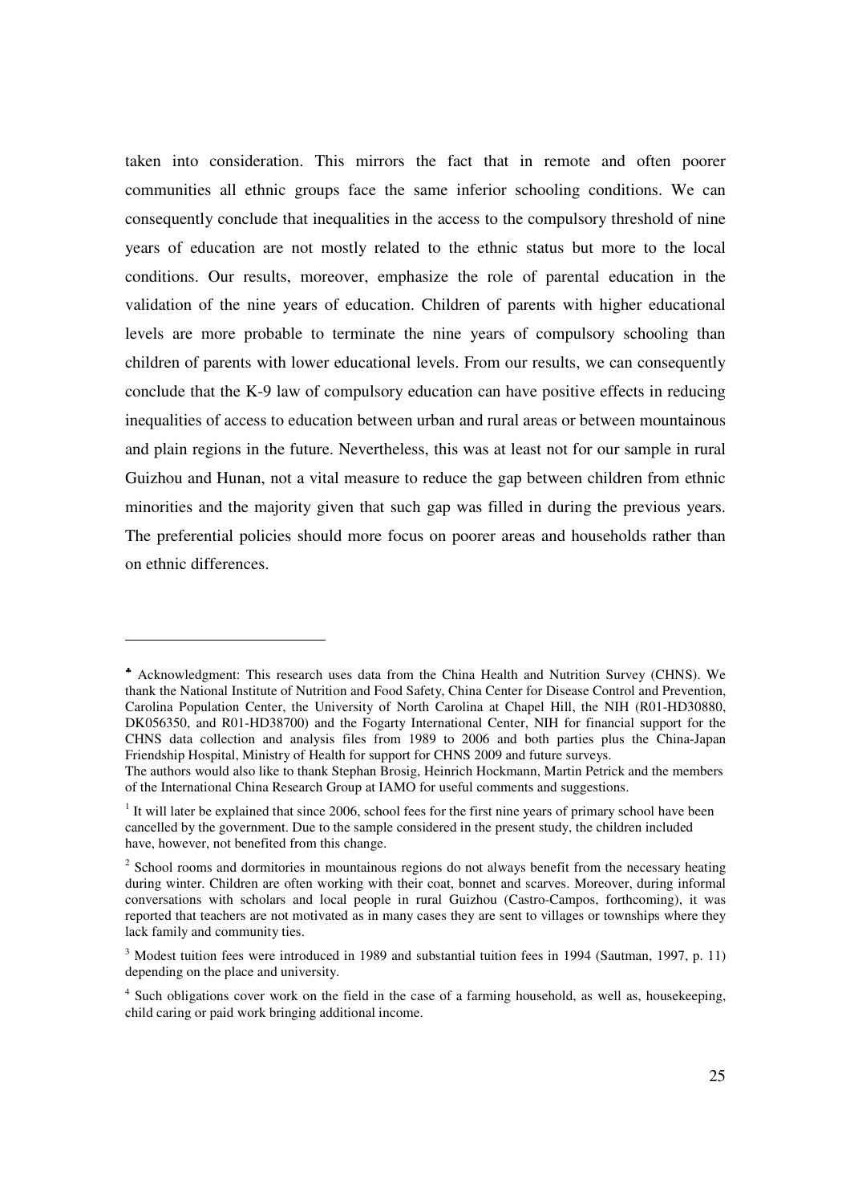taken into consideration. This mirrors the fact that in remote and often poorer communities all ethnic groups face the same inferior schooling conditions. We can consequently conclude that inequalities in the access to the compulsory threshold of nine years of education are not mostly related to the ethnic status but more to the local conditions. Our results, moreover, emphasize the role of parental education in the validation of the nine years of education. Children of parents with higher educational levels are more probable to terminate the nine years of compulsory schooling than children of parents with lower educational levels. From our results, we can consequently conclude that the K-9 law of compulsory education can have positive effects in reducing inequalities of access to education between urban and rural areas or between mountainous and plain regions in the future. Nevertheless, this was at least not for our sample in rural Guizhou and Hunan, not a vital measure to reduce the gap between children from ethnic minorities and the majority given that such gap was filled in during the previous years. The preferential policies should more focus on poorer areas and households rather than on ethnic differences.

---

♣ Acknowledgment: This research uses data from the China Health and Nutrition Survey (CHNS). We thank the National Institute of Nutrition and Food Safety, China Center for Disease Control and Prevention, Carolina Population Center, the University of North Carolina at Chapel Hill, the NIH (R01-HD30880, DK056350, and R01-HD38700) and the Fogarty International Center, NIH for financial support for the CHNS data collection and analysis files from 1989 to 2006 and both parties plus the China-Japan Friendship Hospital, Ministry of Health for support for CHNS 2009 and future surveys.
The authors would also like to thank Stephan Brosig, Heinrich Hockmann, Martin Petrick and the members of the International China Research Group at IAMO for useful comments and suggestions.

[1] It will later be explained that since 2006, school fees for the first nine years of primary school have been cancelled by the government. Due to the sample considered in the present study, the children included have, however, not benefited from this change.

[2] School rooms and dormitories in mountainous regions do not always benefit from the necessary heating during winter. Children are often working with their coat, bonnet and scarves. Moreover, during informal conversations with scholars and local people in rural Guizhou (Castro-Campos, forthcoming), it was reported that teachers are not motivated as in many cases they are sent to villages or townships where they lack family and community ties.

[3] Modest tuition fees were introduced in 1989 and substantial tuition fees in 1994 (Sautman, 1997, p. 11) depending on the place and university.

[4] Such obligations cover work on the field in the case of a farming household, as well as, housekeeping, child caring or paid work bringing additional income.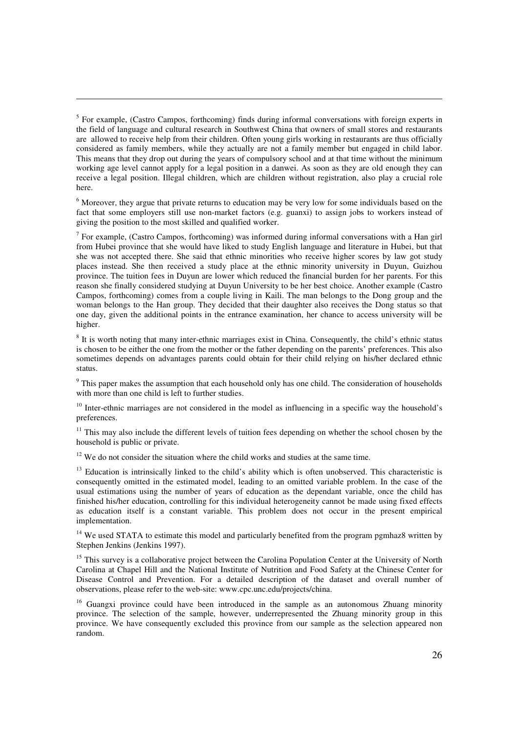[5] For example, (Castro Campos, forthcoming) finds during informal conversations with foreign experts in the field of language and cultural research in Southwest China that owners of small stores and restaurants are allowed to receive help from their children. Often young girls working in restaurants are thus officially considered as family members, while they actually are not a family member but engaged in child labor. This means that they drop out during the years of compulsory school and at that time without the minimum working age level cannot apply for a legal position in a danwei. As soon as they are old enough they can receive a legal position. Illegal children, which are children without registration, also play a crucial role here.

[6] Moreover, they argue that private returns to education may be very low for some individuals based on the fact that some employers still use non-market factors (e.g. guanxi) to assign jobs to workers instead of giving the position to the most skilled and qualified worker.

[7] For example, (Castro Campos, forthcoming) was informed during informal conversations with a Han girl from Hubei province that she would have liked to study English language and literature in Hubei, but that she was not accepted there. She said that ethnic minorities who receive higher scores by law got study places instead. She then received a study place at the ethnic minority university in Duyun, Guizhou province. The tuition fees in Duyun are lower which reduced the financial burden for her parents. For this reason she finally considered studying at Duyun University to be her best choice. Another example (Castro Campos, forthcoming) comes from a couple living in Kaili. The man belongs to the Dong group and the woman belongs to the Han group. They decided that their daughter also receives the Dong status so that one day, given the additional points in the entrance examination, her chance to access university will be higher.

[8] It is worth noting that many inter-ethnic marriages exist in China. Consequently, the child's ethnic status is chosen to be either the one from the mother or the father depending on the parents' preferences. This also sometimes depends on advantages parents could obtain for their child relying on his/her declared ethnic status.

[9] This paper makes the assumption that each household only has one child. The consideration of households with more than one child is left to further studies.

[10] Inter-ethnic marriages are not considered in the model as influencing in a specific way the household's preferences.

[11] This may also include the different levels of tuition fees depending on whether the school chosen by the household is public or private.

[12] We do not consider the situation where the child works and studies at the same time.

[13] Education is intrinsically linked to the child's ability which is often unobserved. This characteristic is consequently omitted in the estimated model, leading to an omitted variable problem. In the case of the usual estimations using the number of years of education as the dependant variable, once the child has finished his/her education, controlling for this individual heterogeneity cannot be made using fixed effects as education itself is a constant variable. This problem does not occur in the present empirical implementation.

[14] We used STATA to estimate this model and particularly benefited from the program pgmhaz8 written by Stephen Jenkins (Jenkins 1997).

[15] This survey is a collaborative project between the Carolina Population Center at the University of North Carolina at Chapel Hill and the National Institute of Nutrition and Food Safety at the Chinese Center for Disease Control and Prevention. For a detailed description of the dataset and overall number of observations, please refer to the web-site: www.cpc.unc.edu/projects/china.

[16] Guangxi province could have been introduced in the sample as an autonomous Zhuang minority province. The selection of the sample, however, underrepresented the Zhuang minority group in this province. We have consequently excluded this province from our sample as the selection appeared non random.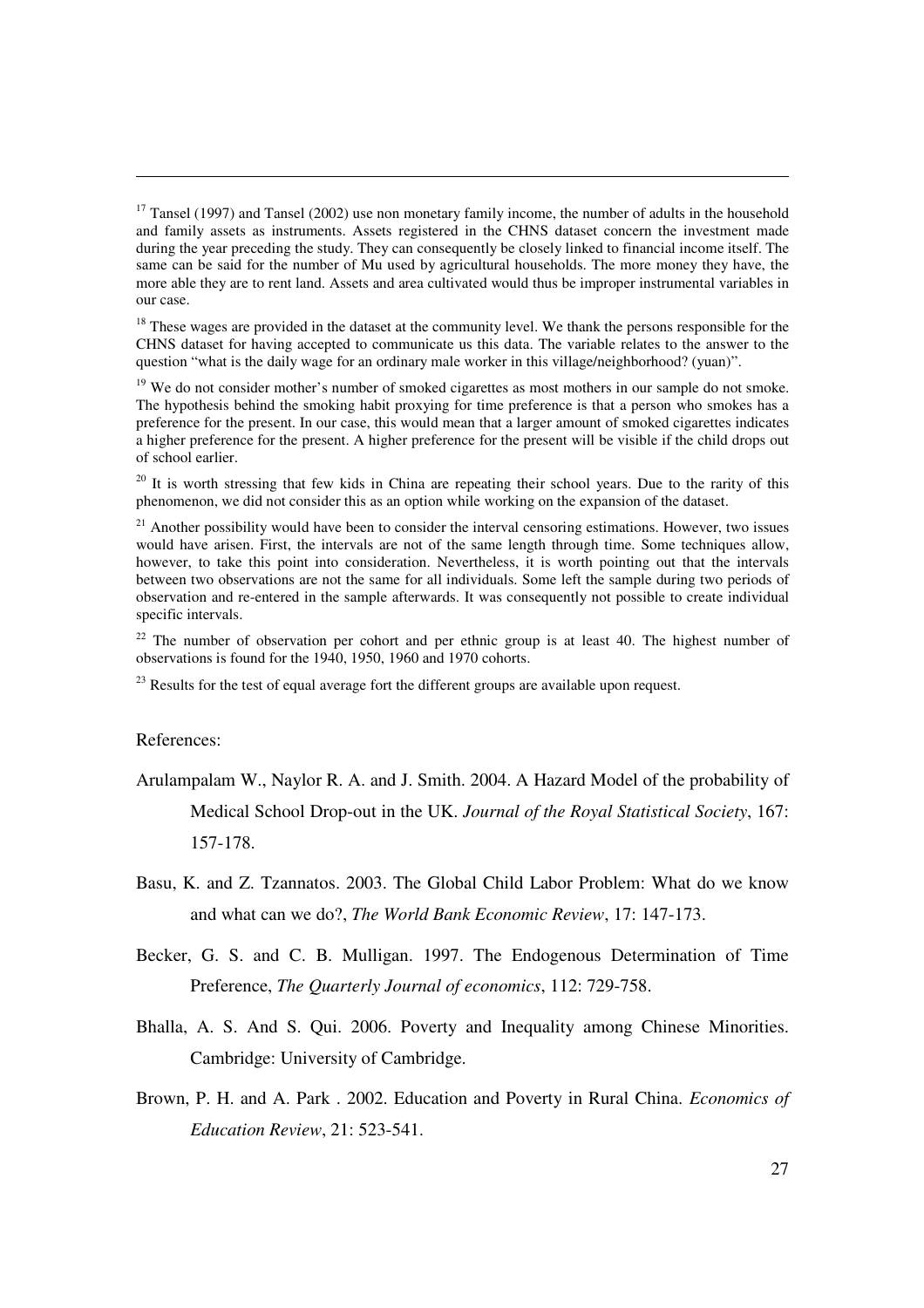[17] Tansel (1997) and Tansel (2002) use non monetary family income, the number of adults in the household and family assets as instruments. Assets registered in the CHNS dataset concern the investment made during the year preceding the study. They can consequently be closely linked to financial income itself. The same can be said for the number of Mu used by agricultural households. The more money they have, the more able they are to rent land. Assets and area cultivated would thus be improper instrumental variables in our case.

[18] These wages are provided in the dataset at the community level. We thank the persons responsible for the CHNS dataset for having accepted to communicate us this data. The variable relates to the answer to the question "what is the daily wage for an ordinary male worker in this village/neighborhood? (yuan)".

[19] We do not consider mother's number of smoked cigarettes as most mothers in our sample do not smoke. The hypothesis behind the smoking habit proxying for time preference is that a person who smokes has a preference for the present. In our case, this would mean that a larger amount of smoked cigarettes indicates a higher preference for the present. A higher preference for the present will be visible if the child drops out of school earlier.

[20] It is worth stressing that few kids in China are repeating their school years. Due to the rarity of this phenomenon, we did not consider this as an option while working on the expansion of the dataset.

[21] Another possibility would have been to consider the interval censoring estimations. However, two issues would have arisen. First, the intervals are not of the same length through time. Some techniques allow, however, to take this point into consideration. Nevertheless, it is worth pointing out that the intervals between two observations are not the same for all individuals. Some left the sample during two periods of observation and re-entered in the sample afterwards. It was consequently not possible to create individual specific intervals.

[22] The number of observation per cohort and per ethnic group is at least 40. The highest number of observations is found for the 1940, 1950, 1960 and 1970 cohorts.

[23] Results for the test of equal average fort the different groups are available upon request.

References:

Arulampalam W., Naylor R. A. and J. Smith. 2004. A Hazard Model of the probability of Medical School Drop-out in the UK. *Journal of the Royal Statistical Society*, 167: 157-178.

Basu, K. and Z. Tzannatos. 2003. The Global Child Labor Problem: What do we know and what can we do?, *The World Bank Economic Review*, 17: 147-173.

Becker, G. S. and C. B. Mulligan. 1997. The Endogenous Determination of Time Preference, *The Quarterly Journal of economics*, 112: 729-758.

Bhalla, A. S. And S. Qui. 2006. Poverty and Inequality among Chinese Minorities. Cambridge: University of Cambridge.

Brown, P. H. and A. Park . 2002. Education and Poverty in Rural China. *Economics of Education Review*, 21: 523-541.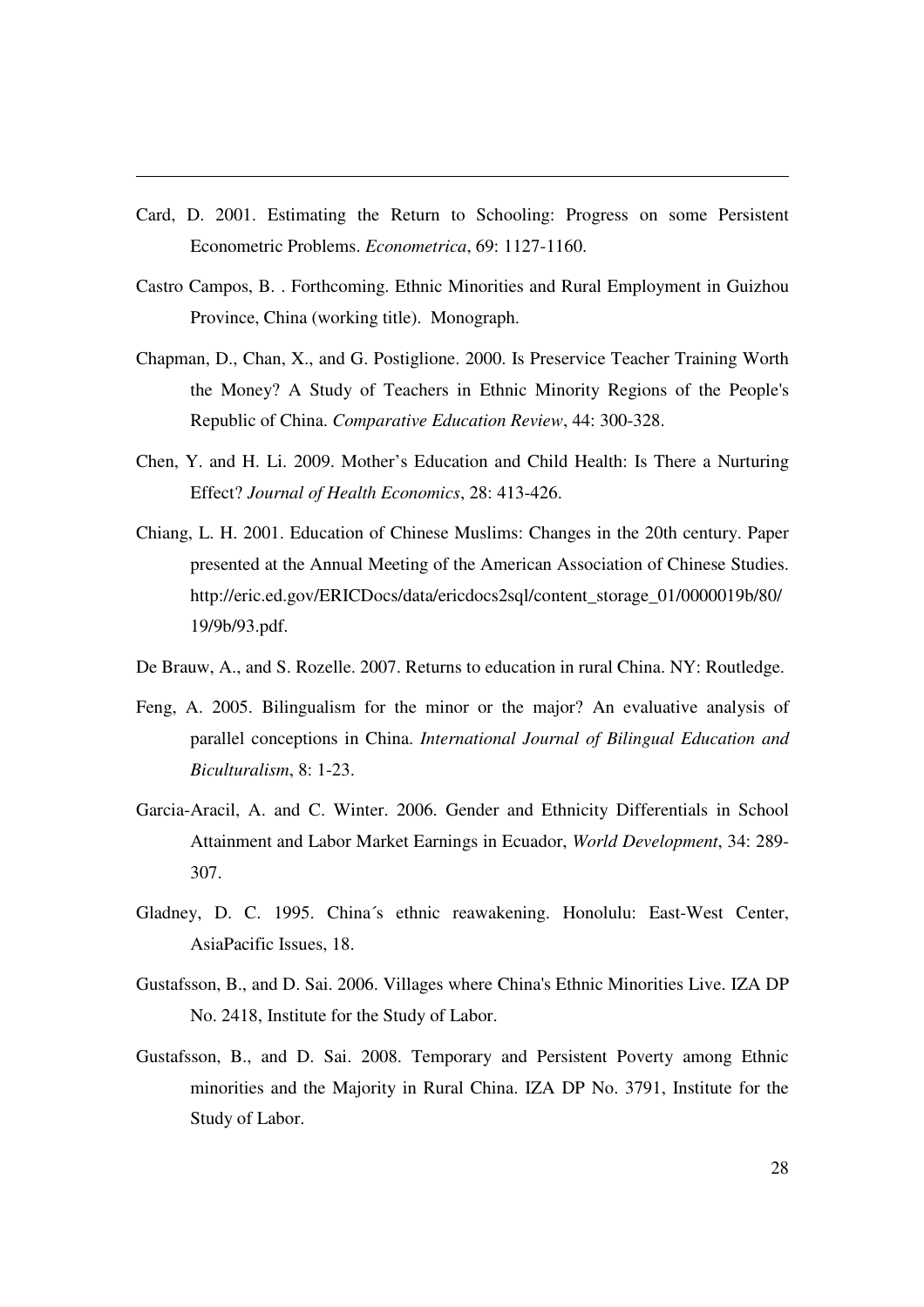Card, D. 2001. Estimating the Return to Schooling: Progress on some Persistent Econometric Problems. *Econometrica*, 69: 1127-1160.

Castro Campos, B. . Forthcoming. Ethnic Minorities and Rural Employment in Guizhou Province, China (working title). Monograph.

Chapman, D., Chan, X., and G. Postiglione. 2000. Is Preservice Teacher Training Worth the Money? A Study of Teachers in Ethnic Minority Regions of the People's Republic of China. *Comparative Education Review*, 44: 300-328.

Chen, Y. and H. Li. 2009. Mother's Education and Child Health: Is There a Nurturing Effect? *Journal of Health Economics*, 28: 413-426.

Chiang, L. H. 2001. Education of Chinese Muslims: Changes in the 20th century. Paper presented at the Annual Meeting of the American Association of Chinese Studies. http://eric.ed.gov/ERICDocs/data/ericdocs2sql/content_storage_01/0000019b/80/19/9b/93.pdf.

De Brauw, A., and S. Rozelle. 2007. Returns to education in rural China. NY: Routledge.

Feng, A. 2005. Bilingualism for the minor or the major? An evaluative analysis of parallel conceptions in China. *International Journal of Bilingual Education and Biculturalism*, 8: 1-23.

Garcia-Aracil, A. and C. Winter. 2006. Gender and Ethnicity Differentials in School Attainment and Labor Market Earnings in Ecuador, *World Development*, 34: 289-307.

Gladney, D. C. 1995. China´s ethnic reawakening. Honolulu: East-West Center, AsiaPacific Issues, 18.

Gustafsson, B., and D. Sai. 2006. Villages where China's Ethnic Minorities Live. IZA DP No. 2418, Institute for the Study of Labor.

Gustafsson, B., and D. Sai. 2008. Temporary and Persistent Poverty among Ethnic minorities and the Majority in Rural China. IZA DP No. 3791, Institute for the Study of Labor.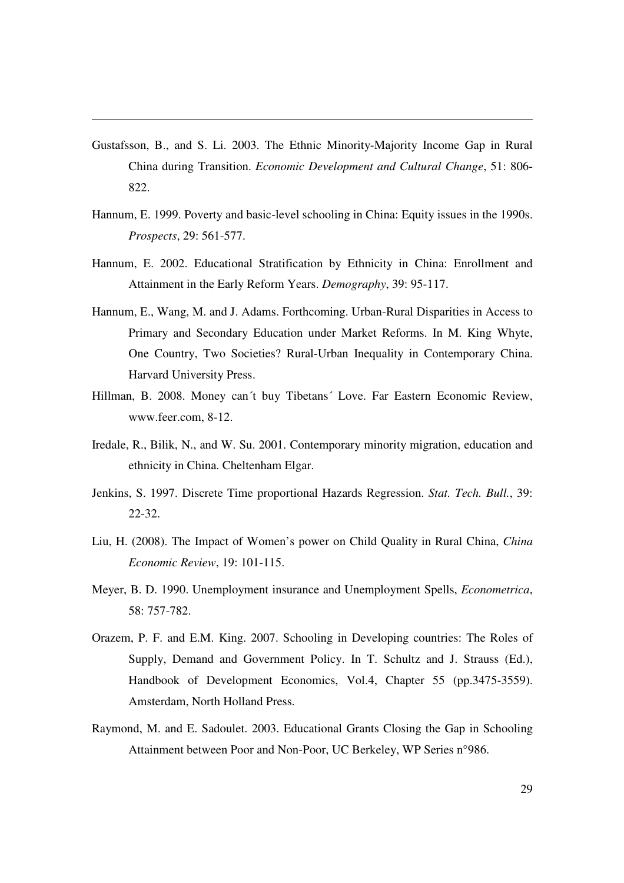Gustafsson, B., and S. Li. 2003. The Ethnic Minority-Majority Income Gap in Rural China during Transition. *Economic Development and Cultural Change*, 51: 806-822.

Hannum, E. 1999. Poverty and basic-level schooling in China: Equity issues in the 1990s. *Prospects*, 29: 561-577.

Hannum, E. 2002. Educational Stratification by Ethnicity in China: Enrollment and Attainment in the Early Reform Years. *Demography*, 39: 95-117.

Hannum, E., Wang, M. and J. Adams. Forthcoming. Urban-Rural Disparities in Access to Primary and Secondary Education under Market Reforms. In M. King Whyte, One Country, Two Societies? Rural-Urban Inequality in Contemporary China. Harvard University Press.

Hillman, B. 2008. Money can´t buy Tibetans´ Love. Far Eastern Economic Review, www.feer.com, 8-12.

Iredale, R., Bilik, N., and W. Su. 2001. Contemporary minority migration, education and ethnicity in China. Cheltenham Elgar.

Jenkins, S. 1997. Discrete Time proportional Hazards Regression. *Stat. Tech. Bull.*, 39: 22-32.

Liu, H. (2008). The Impact of Women's power on Child Quality in Rural China, *China Economic Review*, 19: 101-115.

Meyer, B. D. 1990. Unemployment insurance and Unemployment Spells, *Econometrica*, 58: 757-782.

Orazem, P. F. and E.M. King. 2007. Schooling in Developing countries: The Roles of Supply, Demand and Government Policy. In T. Schultz and J. Strauss (Ed.), Handbook of Development Economics, Vol.4, Chapter 55 (pp.3475-3559). Amsterdam, North Holland Press.

Raymond, M. and E. Sadoulet. 2003. Educational Grants Closing the Gap in Schooling Attainment between Poor and Non-Poor, UC Berkeley, WP Series n°986.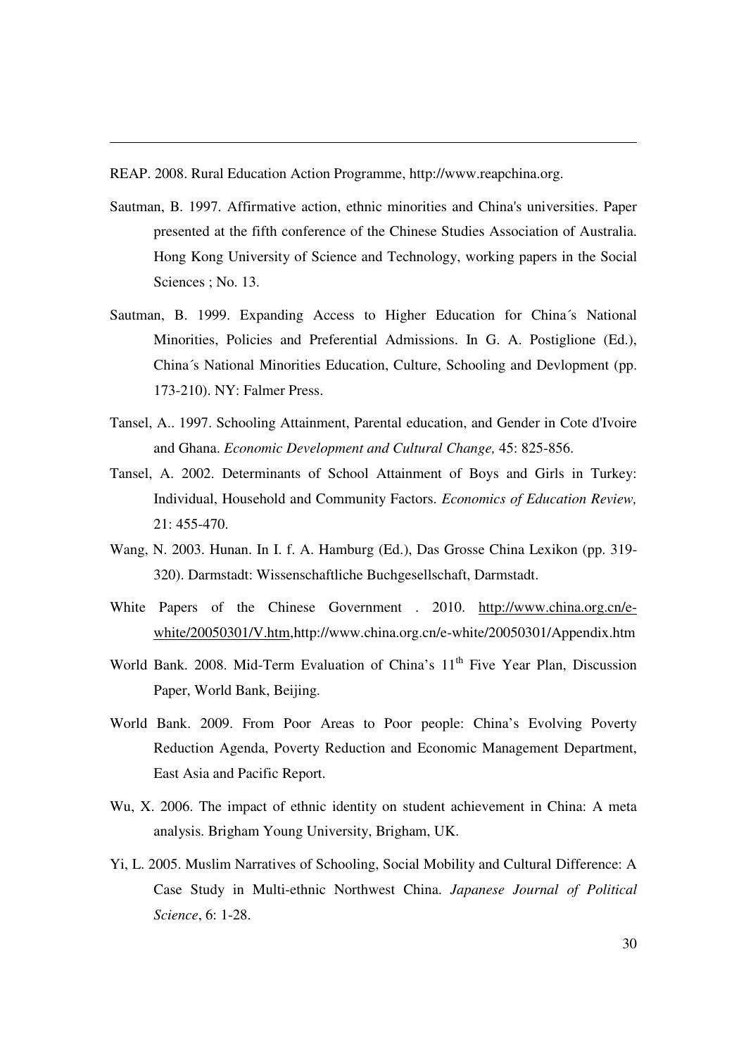REAP. 2008. Rural Education Action Programme, http://www.reapchina.org.

Sautman, B. 1997. Affirmative action, ethnic minorities and China's universities. Paper presented at the fifth conference of the Chinese Studies Association of Australia. Hong Kong University of Science and Technology, working papers in the Social Sciences ; No. 13.

Sautman, B. 1999. Expanding Access to Higher Education for China´s National Minorities, Policies and Preferential Admissions. In G. A. Postiglione (Ed.), China´s National Minorities Education, Culture, Schooling and Devlopment (pp. 173-210). NY: Falmer Press.

Tansel, A.. 1997. Schooling Attainment, Parental education, and Gender in Cote d'Ivoire and Ghana. *Economic Development and Cultural Change,* 45: 825-856.

Tansel, A. 2002. Determinants of School Attainment of Boys and Girls in Turkey: Individual, Household and Community Factors. *Economics of Education Review,* 21: 455-470.

Wang, N. 2003. Hunan. In I. f. A. Hamburg (Ed.), Das Grosse China Lexikon (pp. 319-320). Darmstadt: Wissenschaftliche Buchgesellschaft, Darmstadt.

White Papers of the Chinese Government . 2010. http://www.china.org.cn/e-white/20050301/V.htm,http://www.china.org.cn/e-white/20050301/Appendix.htm

World Bank. 2008. Mid-Term Evaluation of China's 11th Five Year Plan, Discussion Paper, World Bank, Beijing.

World Bank. 2009. From Poor Areas to Poor people: China's Evolving Poverty Reduction Agenda, Poverty Reduction and Economic Management Department, East Asia and Pacific Report.

Wu, X. 2006. The impact of ethnic identity on student achievement in China: A meta analysis. Brigham Young University, Brigham, UK.

Yi, L. 2005. Muslim Narratives of Schooling, Social Mobility and Cultural Difference: A Case Study in Multi-ethnic Northwest China. *Japanese Journal of Political Science*, 6: 1-28.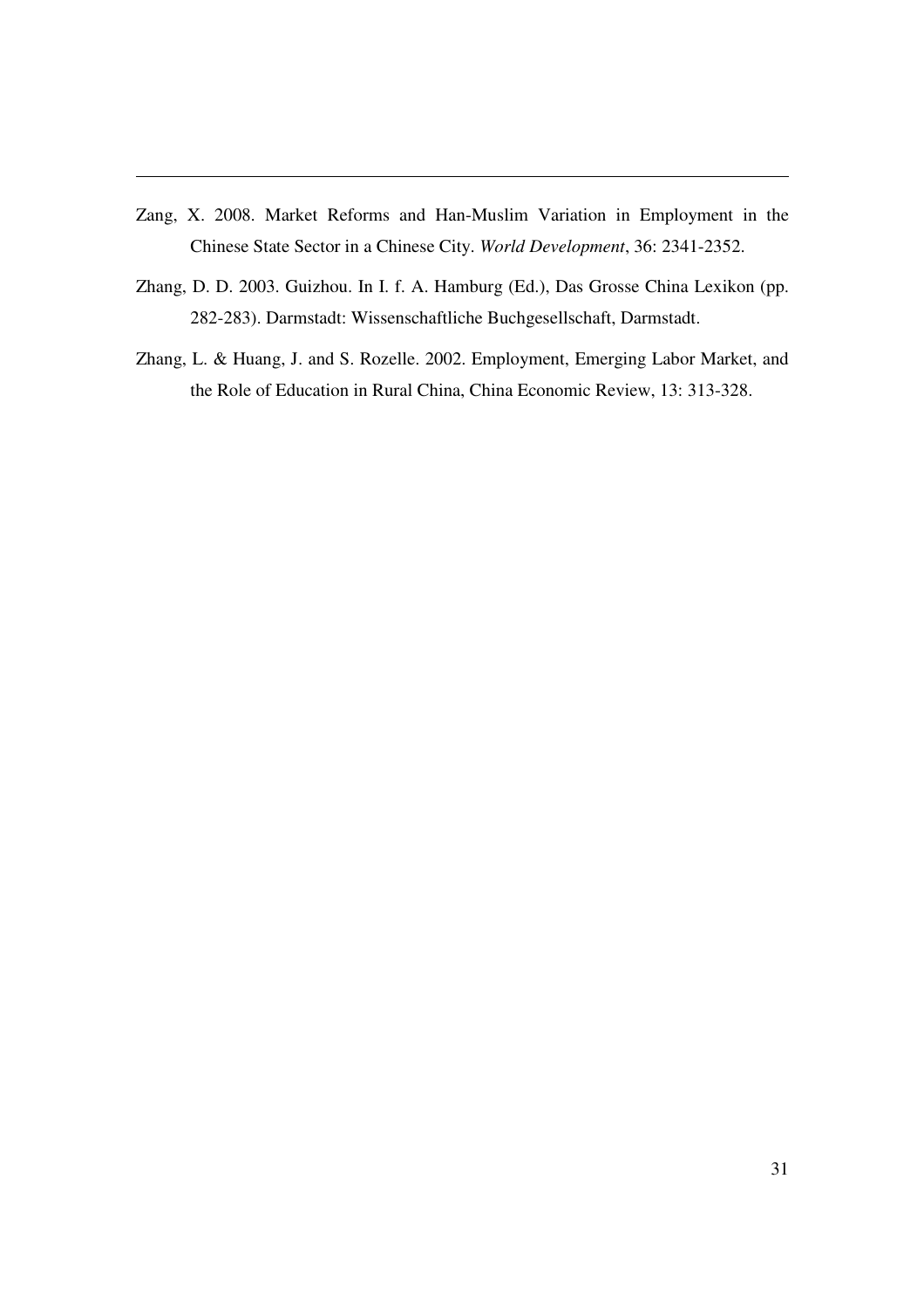Zang, X. 2008. Market Reforms and Han-Muslim Variation in Employment in the Chinese State Sector in a Chinese City. *World Development*, 36: 2341-2352.

Zhang, D. D. 2003. Guizhou. In I. f. A. Hamburg (Ed.), Das Grosse China Lexikon (pp. 282-283). Darmstadt: Wissenschaftliche Buchgesellschaft, Darmstadt.

Zhang, L. & Huang, J. and S. Rozelle. 2002. Employment, Emerging Labor Market, and the Role of Education in Rural China, China Economic Review, 13: 313-328.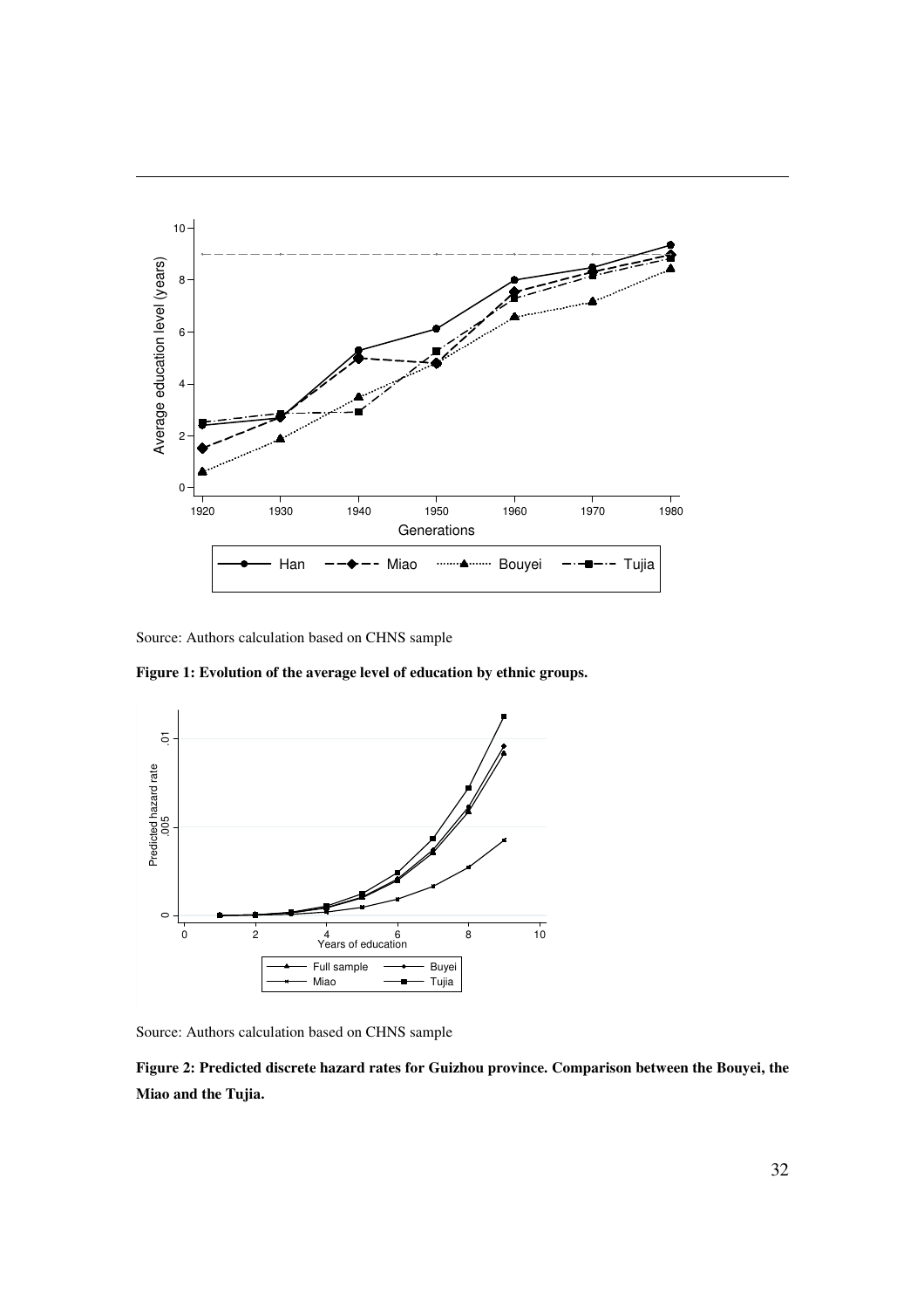Source: Authors calculation based on CHNS sample

**Figure 1: Evolution of the average level of education by ethnic groups.**

Source: Authors calculation based on CHNS sample

**Figure 2: Predicted discrete hazard rates for Guizhou province. Comparison between the Bouyei, the Miao and the Tujia.**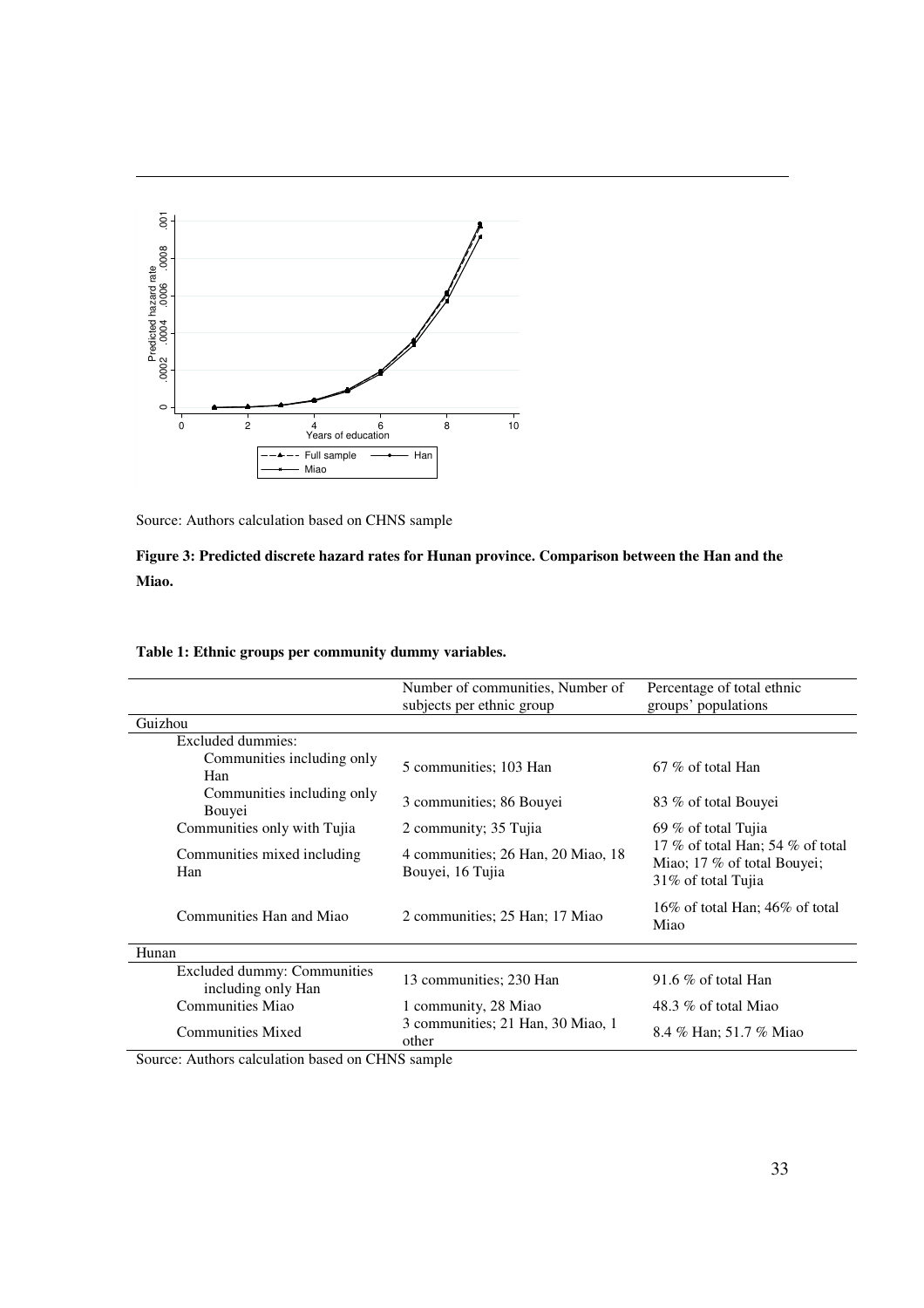Source: Authors calculation based on CHNS sample

**Figure 3: Predicted discrete hazard rates for Hunan province. Comparison between the Han and the Miao.**

**Table 1: Ethnic groups per community dummy variables.**

| | Number of communities, Number of subjects per ethnic group | Percentage of total ethnic groups' populations |
|---|---|---|
| Guizhou | | |
| Excluded dummies: | | |
| Communities including only Han | 5 communities; 103 Han | 67 % of total Han |
| Communities including only Bouyei | 3 communities; 86 Bouyei | 83 % of total Bouyei |
| Communities only with Tujia | 2 community; 35 Tujia | 69 % of total Tujia |
| Communities mixed including Han | 4 communities; 26 Han, 20 Miao, 18 Bouyei, 16 Tujia | 17 % of total Han; 54 % of total Miao; 17 % of total Bouyei; 31% of total Tujia |
| Communities Han and Miao | 2 communities; 25 Han; 17 Miao | 16% of total Han; 46% of total Miao |
| Hunan | | |
| Excluded dummy: Communities including only Han | 13 communities; 230 Han | 91.6 % of total Han |
| Communities Miao | 1 community, 28 Miao | 48.3 % of total Miao |
| Communities Mixed | 3 communities; 21 Han, 30 Miao, 1 other | 8.4 % Han; 51.7 % Miao |

Source: Authors calculation based on CHNS sample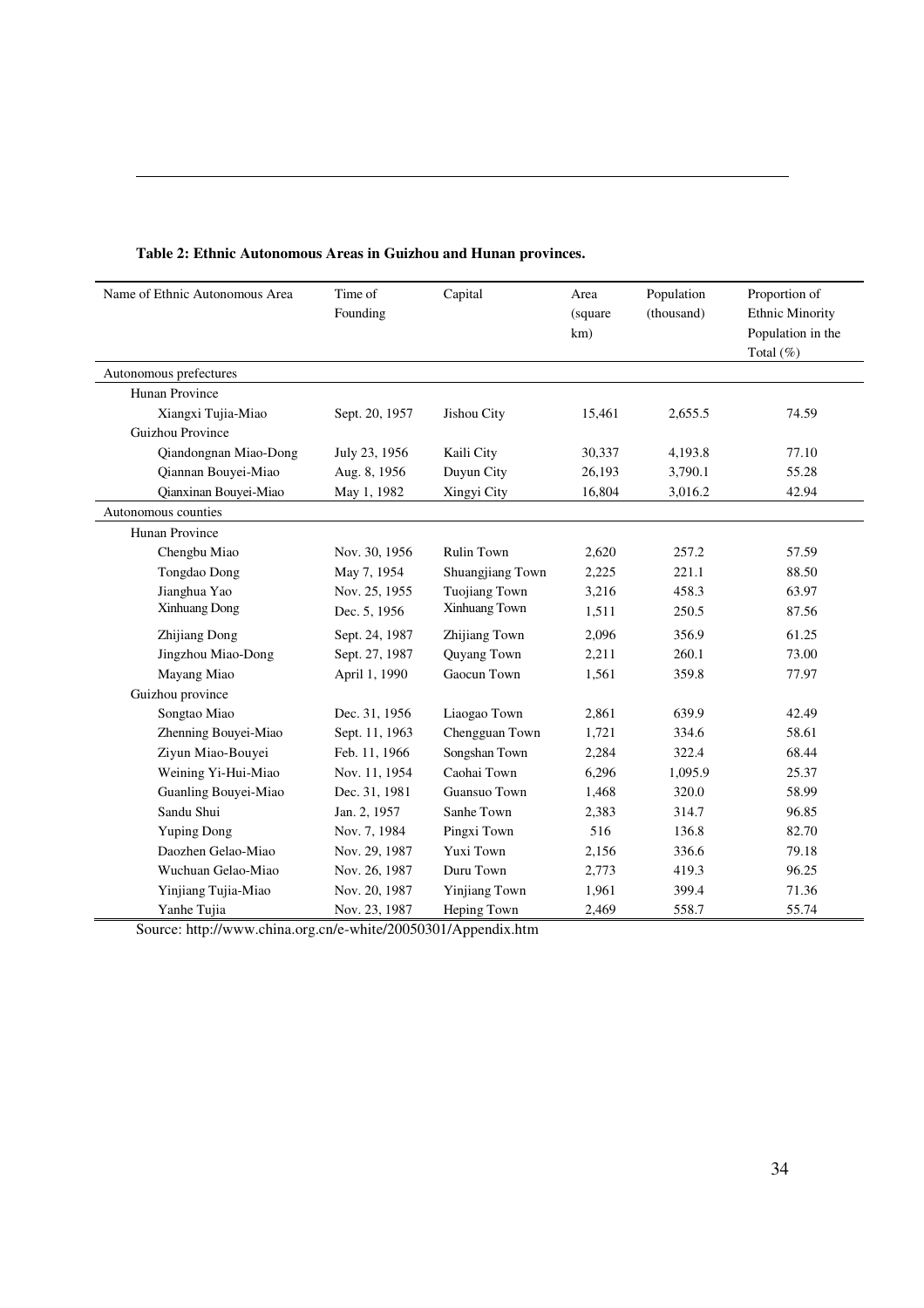**Table 2: Ethnic Autonomous Areas in Guizhou and Hunan provinces.**

| Name of Ethnic Autonomous Area | Time of Founding | Capital | Area (square km) | Population (thousand) | Proportion of Ethnic Minority Population in the Total (%) |
|---|---|---|---|---|---|
| Autonomous prefectures | | | | | |
| Hunan Province | | | | | |
| Xiangxi Tujia-Miao | Sept. 20, 1957 | Jishou City | 15,461 | 2,655.5 | 74.59 |
| Guizhou Province | | | | | |
| Qiandongnan Miao-Dong | July 23, 1956 | Kaili City | 30,337 | 4,193.8 | 77.10 |
| Qiannan Bouyei-Miao | Aug. 8, 1956 | Duyun City | 26,193 | 3,790.1 | 55.28 |
| Qianxinan Bouyei-Miao | May 1, 1982 | Xingyi City | 16,804 | 3,016.2 | 42.94 |
| Autonomous counties | | | | | |
| Hunan Province | | | | | |
| Chengbu Miao | Nov. 30, 1956 | Rulin Town | 2,620 | 257.2 | 57.59 |
| Tongdao Dong | May 7, 1954 | Shuangjiang Town | 2,225 | 221.1 | 88.50 |
| Jianghua Yao | Nov. 25, 1955 | Tuojiang Town | 3,216 | 458.3 | 63.97 |
| Xinhuang Dong | Dec. 5, 1956 | Xinhuang Town | 1,511 | 250.5 | 87.56 |
| Zhijiang Dong | Sept. 24, 1987 | Zhijiang Town | 2,096 | 356.9 | 61.25 |
| Jingzhou Miao-Dong | Sept. 27, 1987 | Quyang Town | 2,211 | 260.1 | 73.00 |
| Mayang Miao | April 1, 1990 | Gaocun Town | 1,561 | 359.8 | 77.97 |
| Guizhou province | | | | | |
| Songtao Miao | Dec. 31, 1956 | Liaogao Town | 2,861 | 639.9 | 42.49 |
| Zhenning Bouyei-Miao | Sept. 11, 1963 | Chengguan Town | 1,721 | 334.6 | 58.61 |
| Ziyun Miao-Bouyei | Feb. 11, 1966 | Songshan Town | 2,284 | 322.4 | 68.44 |
| Weining Yi-Hui-Miao | Nov. 11, 1954 | Caohai Town | 6,296 | 1,095.9 | 25.37 |
| Guanling Bouyei-Miao | Dec. 31, 1981 | Guansuo Town | 1,468 | 320.0 | 58.99 |
| Sandu Shui | Jan. 2, 1957 | Sanhe Town | 2,383 | 314.7 | 96.85 |
| Yuping Dong | Nov. 7, 1984 | Pingxi Town | 516 | 136.8 | 82.70 |
| Daozhen Gelao-Miao | Nov. 29, 1987 | Yuxi Town | 2,156 | 336.6 | 79.18 |
| Wuchuan Gelao-Miao | Nov. 26, 1987 | Duru Town | 2,773 | 419.3 | 96.25 |
| Yinjiang Tujia-Miao | Nov. 20, 1987 | Yinjiang Town | 1,961 | 399.4 | 71.36 |
| Yanhe Tujia | Nov. 23, 1987 | Heping Town | 2,469 | 558.7 | 55.74 |

Source: http://www.china.org.cn/e-white/20050301/Appendix.htm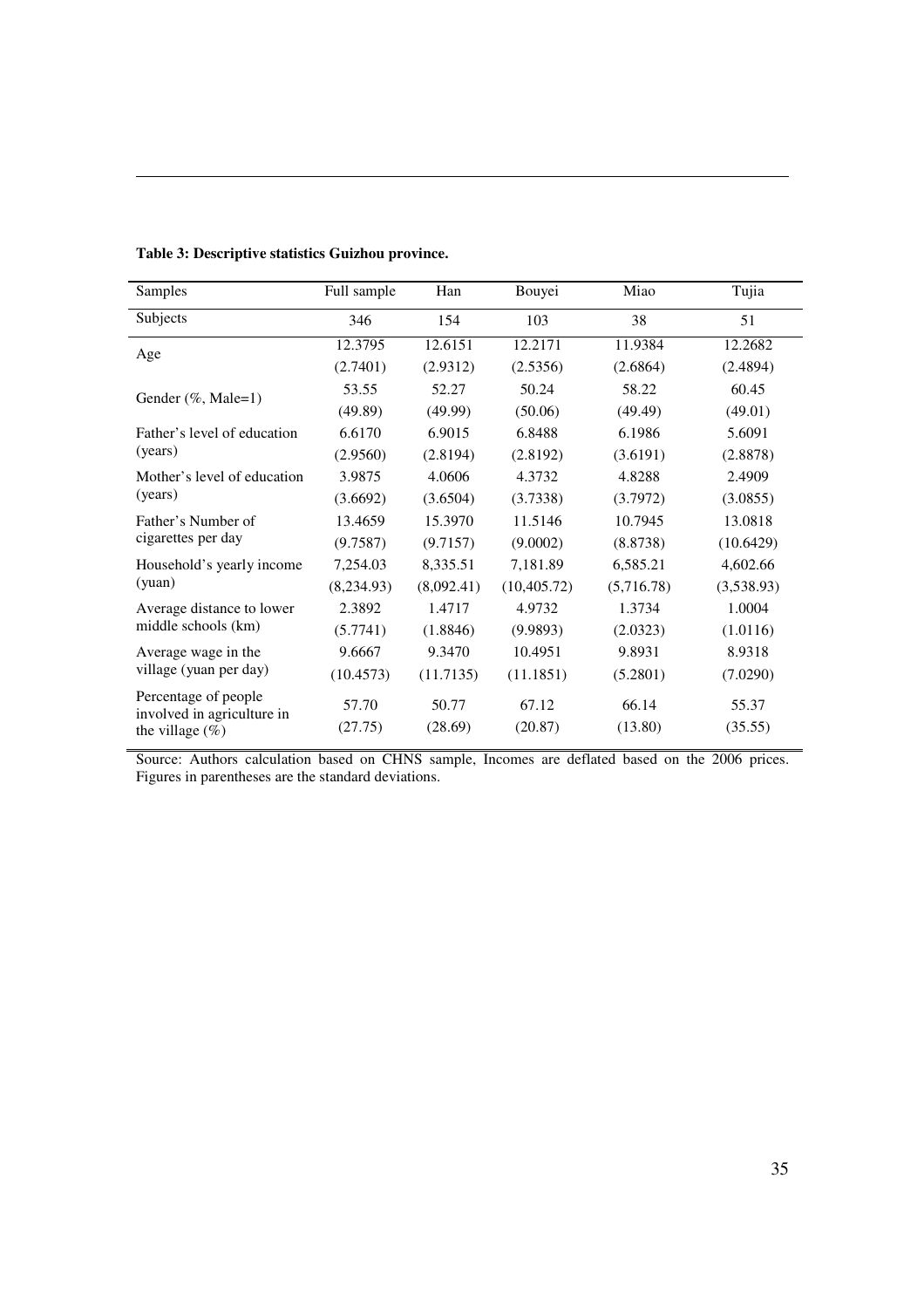**Table 3: Descriptive statistics Guizhou province.**

| Samples | Full sample | Han | Bouyei | Miao | Tujia |
|---|---|---|---|---|---|
| Subjects | 346 | 154 | 103 | 38 | 51 |
| Age | 12.3795 | 12.6151 | 12.2171 | 11.9384 | 12.2682 |
| | (2.7401) | (2.9312) | (2.5356) | (2.6864) | (2.4894) |
| Gender (%, Male=1) | 53.55 | 52.27 | 50.24 | 58.22 | 60.45 |
| | (49.89) | (49.99) | (50.06) | (49.49) | (49.01) |
| Father's level of education (years) | 6.6170 | 6.9015 | 6.8488 | 6.1986 | 5.6091 |
| | (2.9560) | (2.8194) | (2.8192) | (3.6191) | (2.8878) |
| Mother's level of education (years) | 3.9875 | 4.0606 | 4.3732 | 4.8288 | 2.4909 |
| | (3.6692) | (3.6504) | (3.7338) | (3.7972) | (3.0855) |
| Father's Number of cigarettes per day | 13.4659 | 15.3970 | 11.5146 | 10.7945 | 13.0818 |
| | (9.7587) | (9.7157) | (9.0002) | (8.8738) | (10.6429) |
| Household's yearly income (yuan) | 7,254.03 | 8,335.51 | 7,181.89 | 6,585.21 | 4,602.66 |
| | (8,234.93) | (8,092.41) | (10,405.72) | (5,716.78) | (3,538.93) |
| Average distance to lower middle schools (km) | 2.3892 | 1.4717 | 4.9732 | 1.3734 | 1.0004 |
| | (5.7741) | (1.8846) | (9.9893) | (2.0323) | (1.0116) |
| Average wage in the village (yuan per day) | 9.6667 | 9.3470 | 10.4951 | 9.8931 | 8.9318 |
| | (10.4573) | (11.7135) | (11.1851) | (5.2801) | (7.0290) |
| Percentage of people involved in agriculture in the village (%) | 57.70 | 50.77 | 67.12 | 66.14 | 55.37 |
| | (27.75) | (28.69) | (20.87) | (13.80) | (35.55) |

Source: Authors calculation based on CHNS sample, Incomes are deflated based on the 2006 prices. Figures in parentheses are the standard deviations.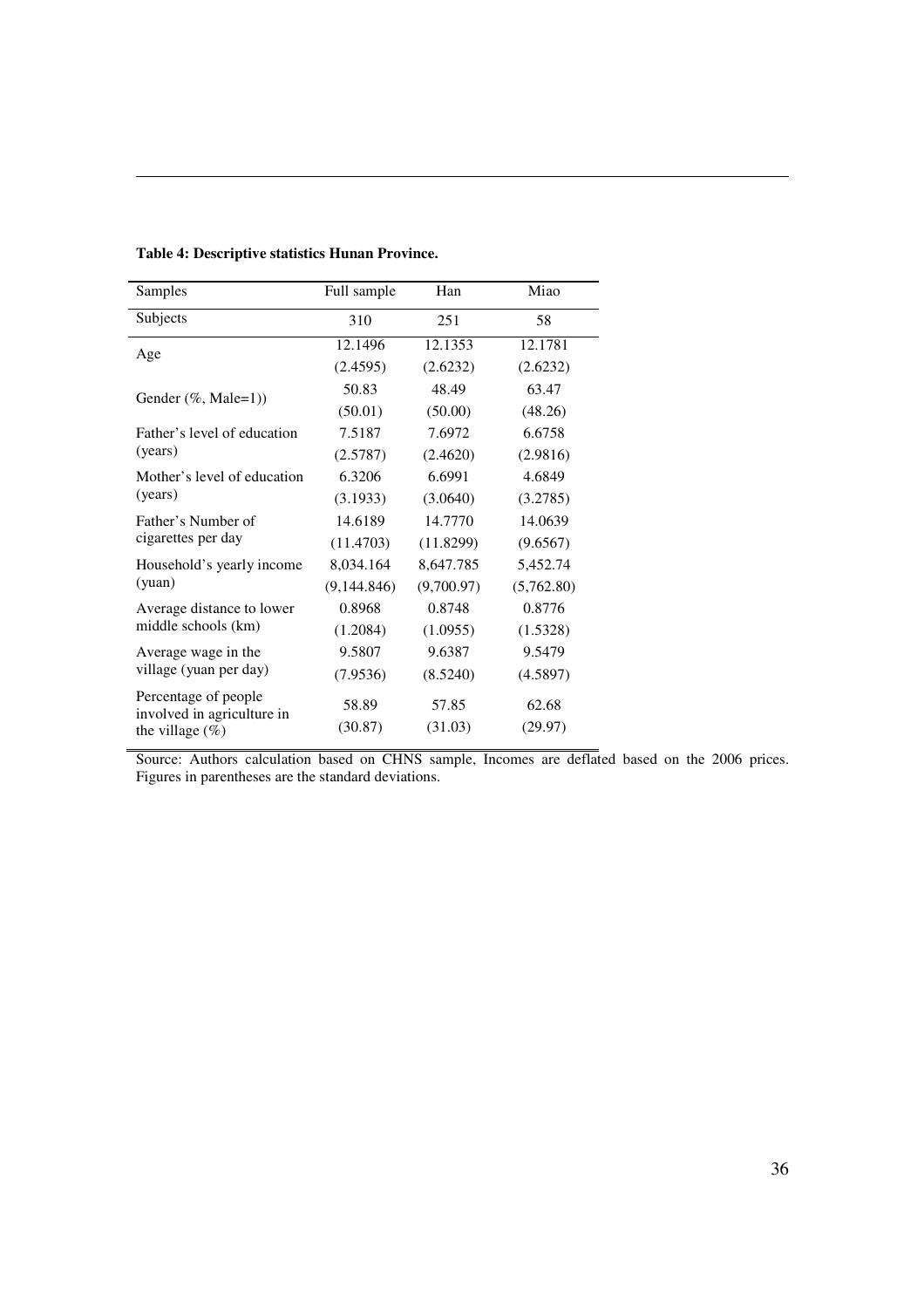**Table 4: Descriptive statistics Hunan Province.**

| Samples | Full sample | Han | Miao |
|---|---|---|---|
| Subjects | 310 | 251 | 58 |
| Age | 12.1496 | 12.1353 | 12.1781 |
| | (2.4595) | (2.6232) | (2.6232) |
| Gender (%, Male=1)) | 50.83 | 48.49 | 63.47 |
| | (50.01) | (50.00) | (48.26) |
| Father's level of education (years) | 7.5187 | 7.6972 | 6.6758 |
| | (2.5787) | (2.4620) | (2.9816) |
| Mother's level of education (years) | 6.3206 | 6.6991 | 4.6849 |
| | (3.1933) | (3.0640) | (3.2785) |
| Father's Number of cigarettes per day | 14.6189 | 14.7770 | 14.0639 |
| | (11.4703) | (11.8299) | (9.6567) |
| Household's yearly income (yuan) | 8,034.164 | 8,647.785 | 5,452.74 |
| | (9,144.846) | (9,700.97) | (5,762.80) |
| Average distance to lower middle schools (km) | 0.8968 | 0.8748 | 0.8776 |
| | (1.2084) | (1.0955) | (1.5328) |
| Average wage in the village (yuan per day) | 9.5807 | 9.6387 | 9.5479 |
| | (7.9536) | (8.5240) | (4.5897) |
| Percentage of people involved in agriculture in the village (%) | 58.89 | 57.85 | 62.68 |
| | (30.87) | (31.03) | (29.97) |

Source: Authors calculation based on CHNS sample, Incomes are deflated based on the 2006 prices. Figures in parentheses are the standard deviations.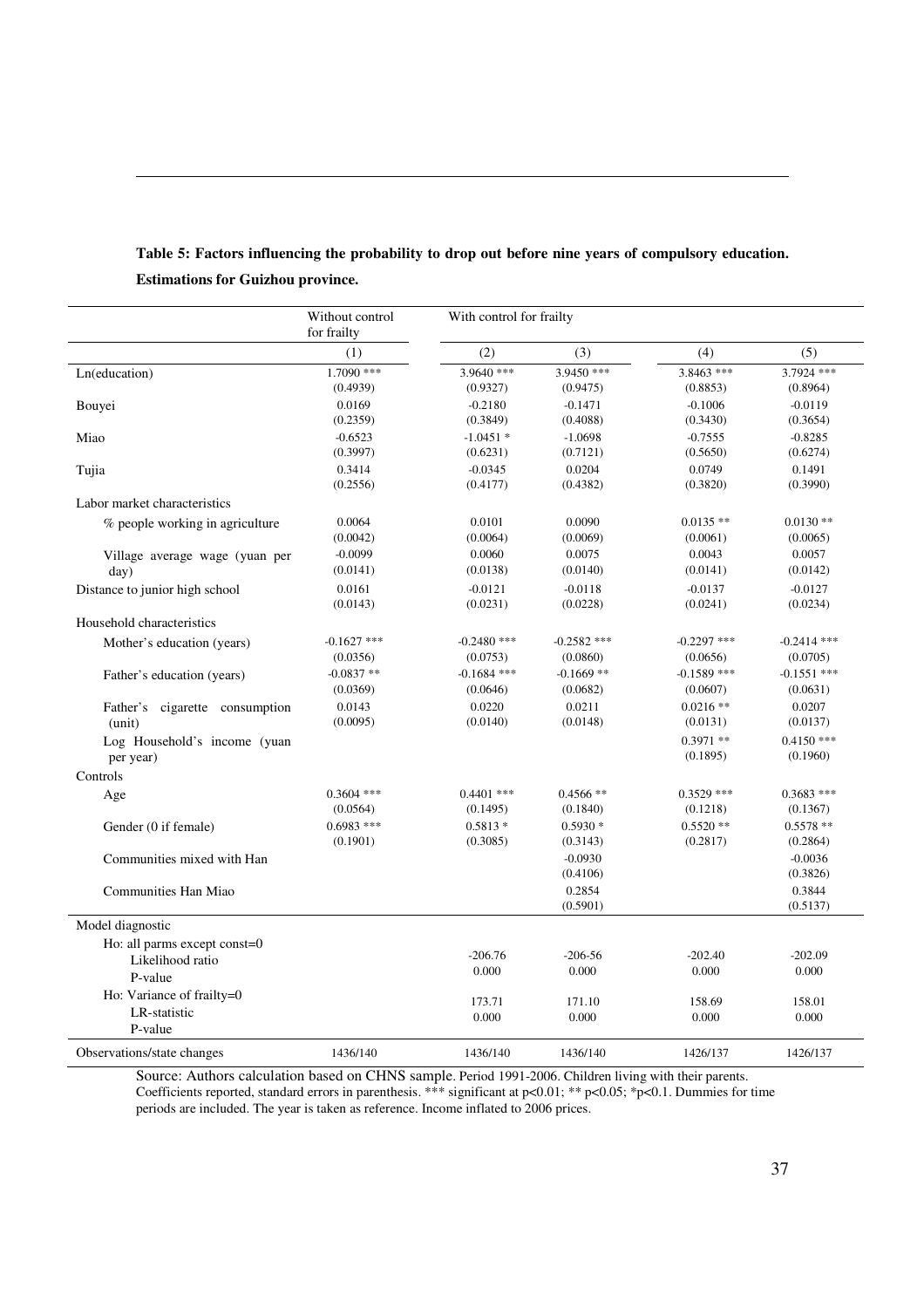**Table 5: Factors influencing the probability to drop out before nine years of compulsory education. Estimations for Guizhou province.**

| | Without control for frailty | With control for frailty | | | |
|---|---|---|---|---|---|
| | (1) | (2) | (3) | (4) | (5) |
| Ln(education) | 1.7090 *** | 3.9640 *** | 3.9450 *** | 3.8463 *** | 3.7924 *** |
| | (0.4939) | (0.9327) | (0.9475) | (0.8853) | (0.8964) |
| Bouyei | 0.0169 | -0.2180 | -0.1471 | -0.1006 | -0.0119 |
| | (0.2359) | (0.3849) | (0.4088) | (0.3430) | (0.3654) |
| Miao | -0.6523 | -1.0451 * | -1.0698 | -0.7555 | -0.8285 |
| | (0.3997) | (0.6231) | (0.7121) | (0.5650) | (0.6274) |
| Tujia | 0.3414 | -0.0345 | 0.0204 | 0.0749 | 0.1491 |
| | (0.2556) | (0.4177) | (0.4382) | (0.3820) | (0.3990) |
| Labor market characteristics | | | | | |
| % people working in agriculture | 0.0064 | 0.0101 | 0.0090 | 0.0135 ** | 0.0130 ** |
| | (0.0042) | (0.0064) | (0.0069) | (0.0061) | (0.0065) |
| Village average wage (yuan per day) | -0.0099 | 0.0060 | 0.0075 | 0.0043 | 0.0057 |
| | (0.0141) | (0.0138) | (0.0140) | (0.0141) | (0.0142) |
| Distance to junior high school | 0.0161 | -0.0121 | -0.0118 | -0.0137 | -0.0127 |
| | (0.0143) | (0.0231) | (0.0228) | (0.0241) | (0.0234) |
| Household characteristics | | | | | |
| Mother's education (years) | -0.1627 *** | -0.2480 *** | -0.2582 *** | -0.2297 *** | -0.2414 *** |
| | (0.0356) | (0.0753) | (0.0860) | (0.0656) | (0.0705) |
| Father's education (years) | -0.0837 ** | -0.1684 *** | -0.1669 ** | -0.1589 *** | -0.1551 *** |
| | (0.0369) | (0.0646) | (0.0682) | (0.0607) | (0.0631) |
| Father's cigarette consumption (unit) | 0.0143 | 0.0220 | 0.0211 | 0.0216 ** | 0.0207 |
| | (0.0095) | (0.0140) | (0.0148) | (0.0131) | (0.0137) |
| Log Household's income (yuan per year) | | | | 0.3971 ** | 0.4150 *** |
| | | | | (0.1895) | (0.1960) |
| Controls | | | | | |
| Age | 0.3604 *** | 0.4401 *** | 0.4566 ** | 0.3529 *** | 0.3683 *** |
| | (0.0564) | (0.1495) | (0.1840) | (0.1218) | (0.1367) |
| Gender (0 if female) | 0.6983 *** | 0.5813 * | 0.5930 * | 0.5520 ** | 0.5578 ** |
| | (0.1901) | (0.3085) | (0.3143) | (0.2817) | (0.2864) |
| Communities mixed with Han | | | -0.0930 | | -0.0036 |
| | | | (0.4106) | | (0.3826) |
| Communities Han Miao | | | 0.2854 | | 0.3844 |
| | | | (0.5901) | | (0.5137) |
| Model diagnostic | | | | | |
| Ho: all parms except const=0 | | | | | |
| Likelihood ratio | | -206.76 | -206-56 | -202.40 | -202.09 |
| P-value | | 0.000 | 0.000 | 0.000 | 0.000 |
| Ho: Variance of frailty=0 | | | | | |
| LR-statistic | | 173.71 | 171.10 | 158.69 | 158.01 |
| P-value | | 0.000 | 0.000 | 0.000 | 0.000 |
| Observations/state changes | 1436/140 | 1436/140 | 1436/140 | 1426/137 | 1426/137 |

Source: Authors calculation based on CHNS sample. Period 1991-2006. Children living with their parents. Coefficients reported, standard errors in parenthesis. *** significant at p<0.01; ** p<0.05; *p<0.1. Dummies for time periods are included. The year is taken as reference. Income inflated to 2006 prices.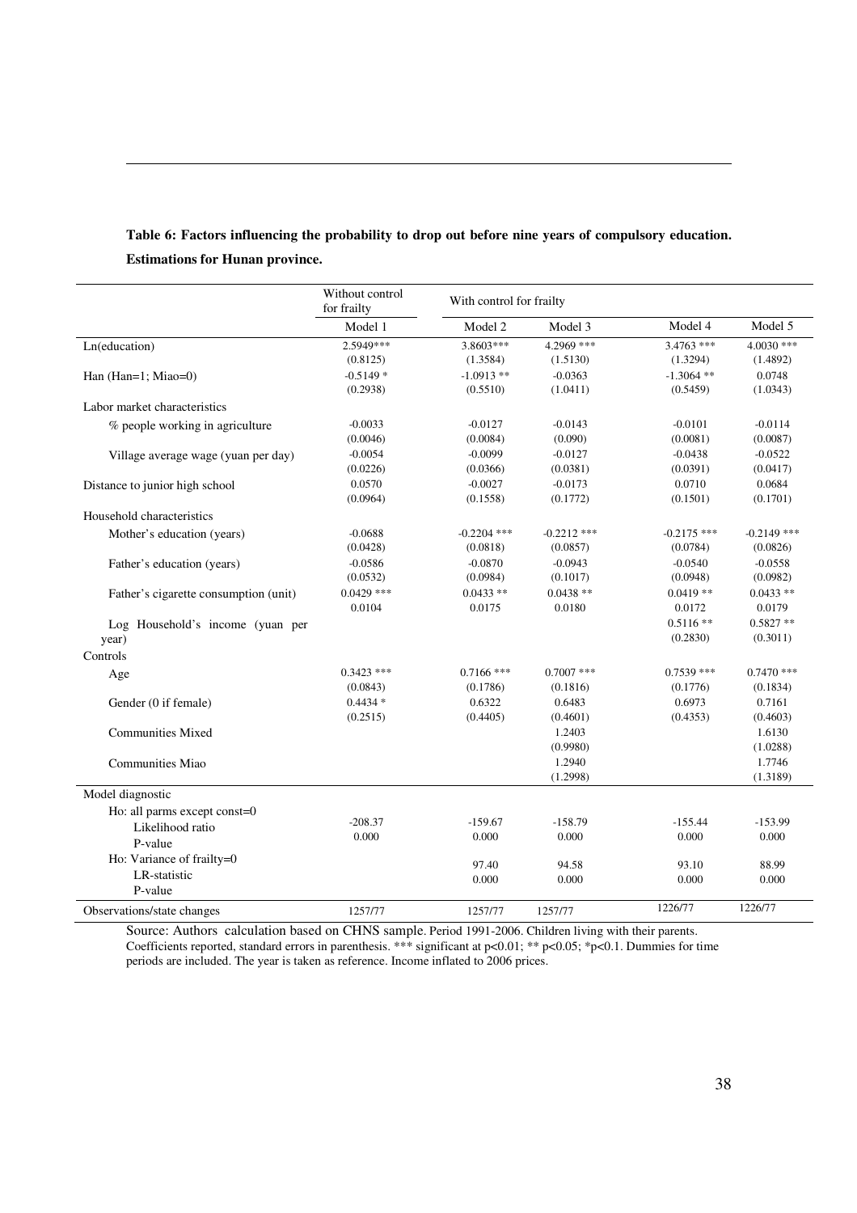**Table 6: Factors influencing the probability to drop out before nine years of compulsory education. Estimations for Hunan province.**

| | Without control for frailty | With control for frailty | | | |
|---|---|---|---|---|---|
| | Model 1 | Model 2 | Model 3 | Model 4 | Model 5 |
| Ln(education) | 2.5949*** | 3.8603*** | 4.2969 *** | 3.4763 *** | 4.0030 *** |
| | (0.8125) | (1.3584) | (1.5130) | (1.3294) | (1.4892) |
| Han (Han=1; Miao=0) | -0.5149 * | -1.0913 ** | -0.0363 | -1.3064 ** | 0.0748 |
| | (0.2938) | (0.5510) | (1.0411) | (0.5459) | (1.0343) |
| Labor market characteristics | | | | | |
| % people working in agriculture | -0.0033 | -0.0127 | -0.0143 | -0.0101 | -0.0114 |
| | (0.0046) | (0.0084) | (0.090) | (0.0081) | (0.0087) |
| Village average wage (yuan per day) | -0.0054 | -0.0099 | -0.0127 | -0.0438 | -0.0522 |
| | (0.0226) | (0.0366) | (0.0381) | (0.0391) | (0.0417) |
| Distance to junior high school | 0.0570 | -0.0027 | -0.0173 | 0.0710 | 0.0684 |
| | (0.0964) | (0.1558) | (0.1772) | (0.1501) | (0.1701) |
| Household characteristics | | | | | |
| Mother's education (years) | -0.0688 | -0.2204 *** | -0.2212 *** | -0.2175 *** | -0.2149 *** |
| | (0.0428) | (0.0818) | (0.0857) | (0.0784) | (0.0826) |
| Father's education (years) | -0.0586 | -0.0870 | -0.0943 | -0.0540 | -0.0558 |
| | (0.0532) | (0.0984) | (0.1017) | (0.0948) | (0.0982) |
| Father's cigarette consumption (unit) | 0.0429 *** | 0.0433 ** | 0.0438 ** | 0.0419 ** | 0.0433 ** |
| | 0.0104 | 0.0175 | 0.0180 | 0.0172 | 0.0179 |
| Log Household's income (yuan per year) | | | | 0.5116 ** | 0.5827 ** |
| | | | | (0.2830) | (0.3011) |
| Controls | | | | | |
| Age | 0.3423 *** | 0.7166 *** | 0.7007 *** | 0.7539 *** | 0.7470 *** |
| | (0.0843) | (0.1786) | (0.1816) | (0.1776) | (0.1834) |
| Gender (0 if female) | 0.4434 * | 0.6322 | 0.6483 | 0.6973 | 0.7161 |
| | (0.2515) | (0.4405) | (0.4601) | (0.4353) | (0.4603) |
| Communities Mixed | | | 1.2403 | | 1.6130 |
| | | | (0.9980) | | (1.0288) |
| Communities Miao | | | 1.2940 | | 1.7746 |
| | | | (1.2998) | | (1.3189) |
| Model diagnostic | | | | | |
| Ho: all parms except const=0 | | | | | |
| Likelihood ratio | -208.37 | -159.67 | -158.79 | -155.44 | -153.99 |
| P-value | 0.000 | 0.000 | 0.000 | 0.000 | 0.000 |
| Ho: Variance of frailty=0 | | | | | |
| LR-statistic | | 97.40 | 94.58 | 93.10 | 88.99 |
| P-value | | 0.000 | 0.000 | 0.000 | 0.000 |
| Observations/state changes | 1257/77 | 1257/77 | 1257/77 | 1226/77 | 1226/77 |

Source: Authors calculation based on CHNS sample. Period 1991-2006. Children living with their parents. Coefficients reported, standard errors in parenthesis. *** significant at p<0.01; ** p<0.05; *p<0.1. Dummies for time periods are included. The year is taken as reference. Income inflated to 2006 prices.